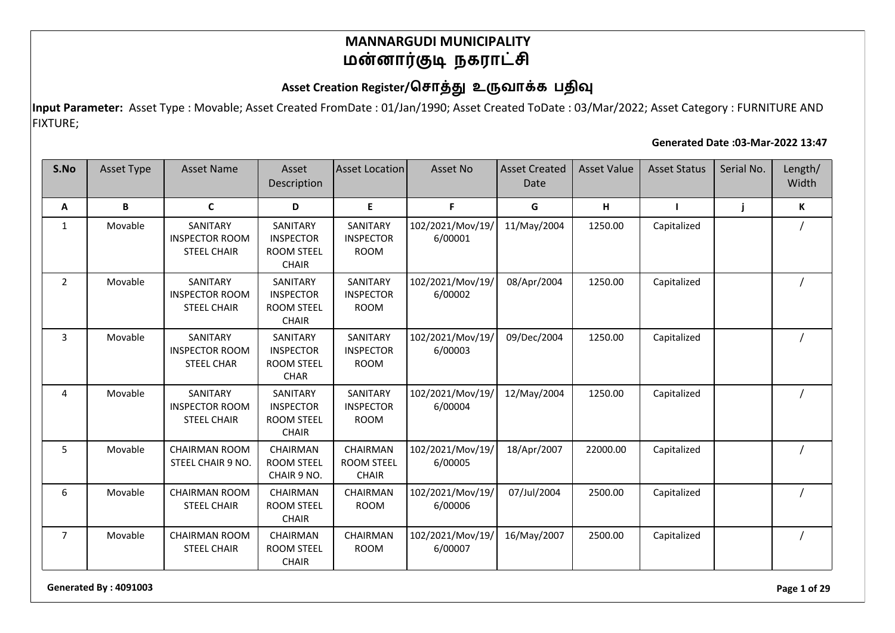# MANNARGUDI MUNICIPALITY
# மன்னார்குடி நகராட்சி

## Asset Creation Register/சொத்து உருவாக்க பதிவு

**Input Parameter:** Asset Type : Movable; Asset Created FromDate : 01/Jan/1990; Asset Created ToDate : 03/Mar/2022; Asset Category : FURNITURE AND FIXTURE;

**Generated Date :03-Mar-2022 13:47**

| S.No | Asset Type | Asset Name | Asset Description | Asset Location | Asset No | Asset Created Date | Asset Value | Asset Status | Serial No. | Length/ Width |
|---|---|---|---|---|---|---|---|---|---|---|
| A | B | C | D | E | F | G | H | I | j | K |
| 1 | Movable | SANITARY INSPECTOR ROOM STEEL CHAIR | SANITARY INSPECTOR ROOM STEEL CHAIR | SANITARY INSPECTOR ROOM | 102/2021/Mov/19/6/00001 | 11/May/2004 | 1250.00 | Capitalized | | / |
| 2 | Movable | SANITARY INSPECTOR ROOM STEEL CHAIR | SANITARY INSPECTOR ROOM STEEL CHAIR | SANITARY INSPECTOR ROOM | 102/2021/Mov/19/6/00002 | 08/Apr/2004 | 1250.00 | Capitalized | | / |
| 3 | Movable | SANITARY INSPECTOR ROOM STEEL CHAR | SANITARY INSPECTOR ROOM STEEL CHAR | SANITARY INSPECTOR ROOM | 102/2021/Mov/19/6/00003 | 09/Dec/2004 | 1250.00 | Capitalized | | / |
| 4 | Movable | SANITARY INSPECTOR ROOM STEEL CHAIR | SANITARY INSPECTOR ROOM STEEL CHAIR | SANITARY INSPECTOR ROOM | 102/2021/Mov/19/6/00004 | 12/May/2004 | 1250.00 | Capitalized | | / |
| 5 | Movable | CHAIRMAN ROOM STEEL CHAIR 9 NO. | CHAIRMAN ROOM STEEL CHAIR 9 NO. | CHAIRMAN ROOM STEEL CHAIR | 102/2021/Mov/19/6/00005 | 18/Apr/2007 | 22000.00 | Capitalized | | / |
| 6 | Movable | CHAIRMAN ROOM STEEL CHAIR | CHAIRMAN ROOM STEEL CHAIR | CHAIRMAN ROOM | 102/2021/Mov/19/6/00006 | 07/Jul/2004 | 2500.00 | Capitalized | | / |
| 7 | Movable | CHAIRMAN ROOM STEEL CHAIR | CHAIRMAN ROOM STEEL CHAIR | CHAIRMAN ROOM | 102/2021/Mov/19/6/00007 | 16/May/2007 | 2500.00 | Capitalized | | / |

**Generated By : 4091003**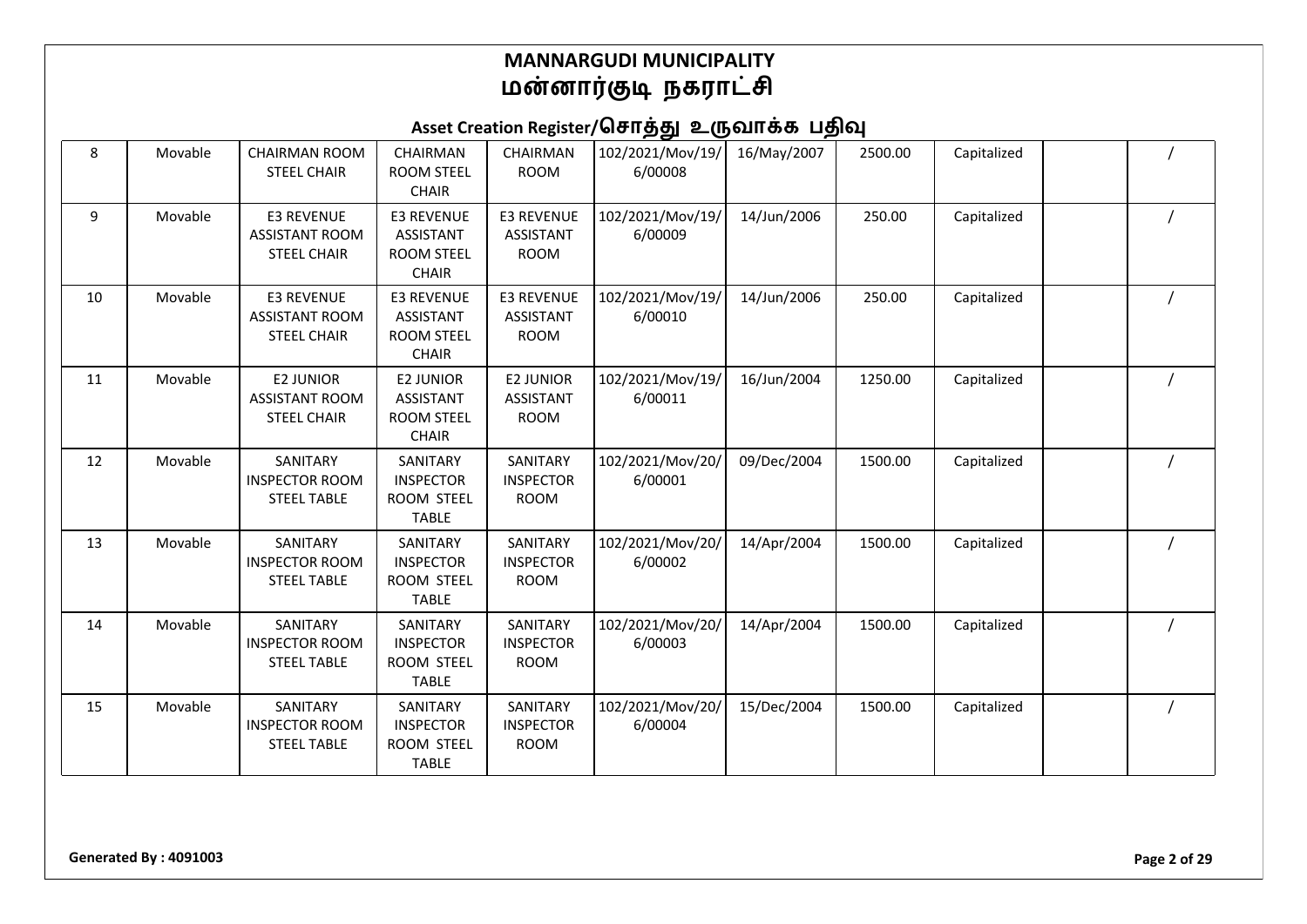## MANNARGUDI MUNICIPALITY
## மன்னார்குடி நகராட்சி

### Asset Creation Register/சொத்து உருவாக்க பதிவு

| | | | | | | | | | | |
|---|---|---|---|---|---|---|---|---|---|---|
| 8 | Movable | CHAIRMAN ROOM STEEL CHAIR | CHAIRMAN ROOM STEEL CHAIR | CHAIRMAN ROOM | 102/2021/Mov/19/6/00008 | 16/May/2007 | 2500.00 | Capitalized | | / |
| 9 | Movable | E3 REVENUE ASSISTANT ROOM STEEL CHAIR | E3 REVENUE ASSISTANT ROOM STEEL CHAIR | E3 REVENUE ASSISTANT ROOM | 102/2021/Mov/19/6/00009 | 14/Jun/2006 | 250.00 | Capitalized | | / |
| 10 | Movable | E3 REVENUE ASSISTANT ROOM STEEL CHAIR | E3 REVENUE ASSISTANT ROOM STEEL CHAIR | E3 REVENUE ASSISTANT ROOM | 102/2021/Mov/19/6/00010 | 14/Jun/2006 | 250.00 | Capitalized | | / |
| 11 | Movable | E2 JUNIOR ASSISTANT ROOM STEEL CHAIR | E2 JUNIOR ASSISTANT ROOM STEEL CHAIR | E2 JUNIOR ASSISTANT ROOM | 102/2021/Mov/19/6/00011 | 16/Jun/2004 | 1250.00 | Capitalized | | / |
| 12 | Movable | SANITARY INSPECTOR ROOM STEEL TABLE | SANITARY INSPECTOR ROOM STEEL TABLE | SANITARY INSPECTOR ROOM | 102/2021/Mov/20/6/00001 | 09/Dec/2004 | 1500.00 | Capitalized | | / |
| 13 | Movable | SANITARY INSPECTOR ROOM STEEL TABLE | SANITARY INSPECTOR ROOM STEEL TABLE | SANITARY INSPECTOR ROOM | 102/2021/Mov/20/6/00002 | 14/Apr/2004 | 1500.00 | Capitalized | | / |
| 14 | Movable | SANITARY INSPECTOR ROOM STEEL TABLE | SANITARY INSPECTOR ROOM STEEL TABLE | SANITARY INSPECTOR ROOM | 102/2021/Mov/20/6/00003 | 14/Apr/2004 | 1500.00 | Capitalized | | / |
| 15 | Movable | SANITARY INSPECTOR ROOM STEEL TABLE | SANITARY INSPECTOR ROOM STEEL TABLE | SANITARY INSPECTOR ROOM | 102/2021/Mov/20/6/00004 | 15/Dec/2004 | 1500.00 | Capitalized | | / |

**Generated By : 4091003**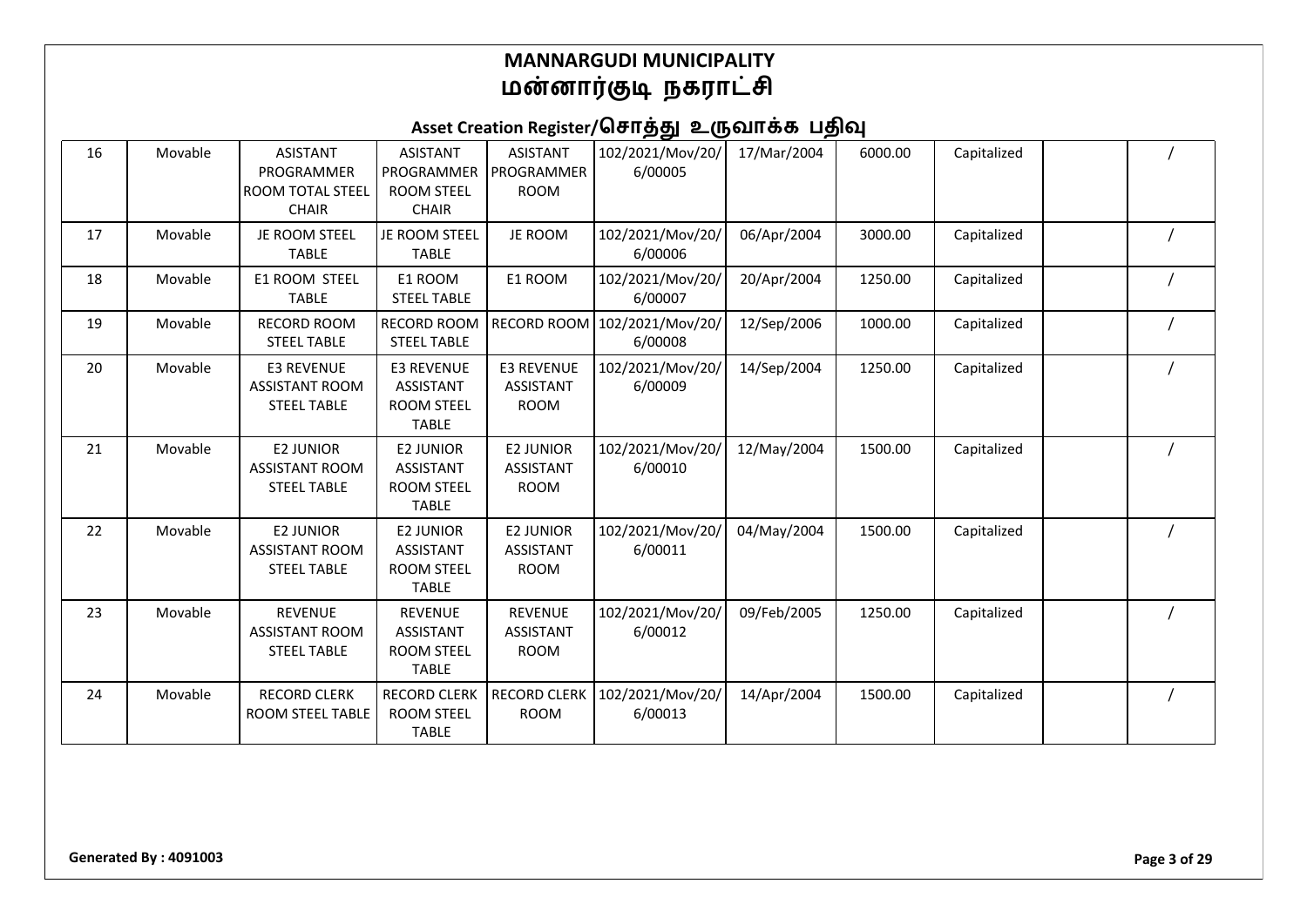# MANNARGUDI MUNICIPALITY
# மன்னார்குடி நகராட்சி

## Asset Creation Register/சொத்து உருவாக்க பதிவு

| | | | | | | | | | | |
|---|---|---|---|---|---|---|---|---|---|---|
| 16 | Movable | ASISTANT PROGRAMMER ROOM TOTAL STEEL CHAIR | ASISTANT PROGRAMMER ROOM STEEL CHAIR | ASISTANT PROGRAMMER ROOM | 102/2021/Mov/20/6/00005 | 17/Mar/2004 | 6000.00 | Capitalized | | / |
| 17 | Movable | JE ROOM STEEL TABLE | JE ROOM STEEL TABLE | JE ROOM | 102/2021/Mov/20/6/00006 | 06/Apr/2004 | 3000.00 | Capitalized | | / |
| 18 | Movable | E1 ROOM STEEL TABLE | E1 ROOM STEEL TABLE | E1 ROOM | 102/2021/Mov/20/6/00007 | 20/Apr/2004 | 1250.00 | Capitalized | | / |
| 19 | Movable | RECORD ROOM STEEL TABLE | RECORD ROOM STEEL TABLE | RECORD ROOM | 102/2021/Mov/20/6/00008 | 12/Sep/2006 | 1000.00 | Capitalized | | / |
| 20 | Movable | E3 REVENUE ASSISTANT ROOM STEEL TABLE | E3 REVENUE ASSISTANT ROOM STEEL TABLE | E3 REVENUE ASSISTANT ROOM | 102/2021/Mov/20/6/00009 | 14/Sep/2004 | 1250.00 | Capitalized | | / |
| 21 | Movable | E2 JUNIOR ASSISTANT ROOM STEEL TABLE | E2 JUNIOR ASSISTANT ROOM STEEL TABLE | E2 JUNIOR ASSISTANT ROOM | 102/2021/Mov/20/6/00010 | 12/May/2004 | 1500.00 | Capitalized | | / |
| 22 | Movable | E2 JUNIOR ASSISTANT ROOM STEEL TABLE | E2 JUNIOR ASSISTANT ROOM STEEL TABLE | E2 JUNIOR ASSISTANT ROOM | 102/2021/Mov/20/6/00011 | 04/May/2004 | 1500.00 | Capitalized | | / |
| 23 | Movable | REVENUE ASSISTANT ROOM STEEL TABLE | REVENUE ASSISTANT ROOM STEEL TABLE | REVENUE ASSISTANT ROOM | 102/2021/Mov/20/6/00012 | 09/Feb/2005 | 1250.00 | Capitalized | | / |
| 24 | Movable | RECORD CLERK ROOM STEEL TABLE | RECORD CLERK ROOM STEEL TABLE | RECORD CLERK ROOM | 102/2021/Mov/20/6/00013 | 14/Apr/2004 | 1500.00 | Capitalized | | / |

**Generated By : 4091003**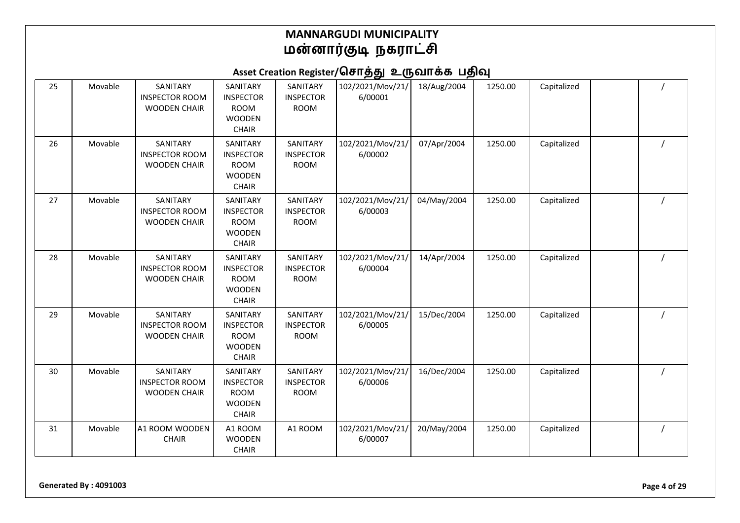# MANNARGUDI MUNICIPALITY
# மன்னார்குடி நகராட்சி

## Asset Creation Register/சொத்து உருவாக்க பதிவு

| | | | | | | | | | | |
|---|---|---|---|---|---|---|---|---|---|---|
| 25 | Movable | SANITARY INSPECTOR ROOM WOODEN CHAIR | SANITARY INSPECTOR ROOM WOODEN CHAIR | SANITARY INSPECTOR ROOM | 102/2021/Mov/21/6/00001 | 18/Aug/2004 | 1250.00 | Capitalized | | / |
| 26 | Movable | SANITARY INSPECTOR ROOM WOODEN CHAIR | SANITARY INSPECTOR ROOM WOODEN CHAIR | SANITARY INSPECTOR ROOM | 102/2021/Mov/21/6/00002 | 07/Apr/2004 | 1250.00 | Capitalized | | / |
| 27 | Movable | SANITARY INSPECTOR ROOM WOODEN CHAIR | SANITARY INSPECTOR ROOM WOODEN CHAIR | SANITARY INSPECTOR ROOM | 102/2021/Mov/21/6/00003 | 04/May/2004 | 1250.00 | Capitalized | | / |
| 28 | Movable | SANITARY INSPECTOR ROOM WOODEN CHAIR | SANITARY INSPECTOR ROOM WOODEN CHAIR | SANITARY INSPECTOR ROOM | 102/2021/Mov/21/6/00004 | 14/Apr/2004 | 1250.00 | Capitalized | | / |
| 29 | Movable | SANITARY INSPECTOR ROOM WOODEN CHAIR | SANITARY INSPECTOR ROOM WOODEN CHAIR | SANITARY INSPECTOR ROOM | 102/2021/Mov/21/6/00005 | 15/Dec/2004 | 1250.00 | Capitalized | | / |
| 30 | Movable | SANITARY INSPECTOR ROOM WOODEN CHAIR | SANITARY INSPECTOR ROOM WOODEN CHAIR | SANITARY INSPECTOR ROOM | 102/2021/Mov/21/6/00006 | 16/Dec/2004 | 1250.00 | Capitalized | | / |
| 31 | Movable | A1 ROOM WOODEN CHAIR | A1 ROOM WOODEN CHAIR | A1 ROOM | 102/2021/Mov/21/6/00007 | 20/May/2004 | 1250.00 | Capitalized | | / |

Generated By : 4091003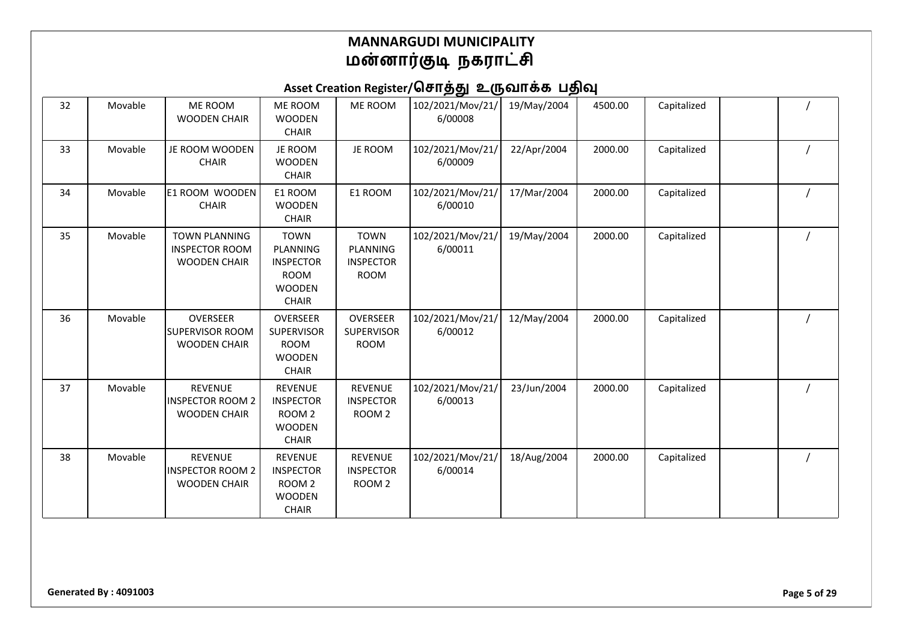# MANNARGUDI MUNICIPALITY
# மன்னார்குடி நகராட்சி

## Asset Creation Register/சொத்து உருவாக்க பதிவு

| | | | | | | | | | | |
|---|---|---|---|---|---|---|---|---|---|---|
| 32 | Movable | ME ROOM WOODEN CHAIR | ME ROOM WOODEN CHAIR | ME ROOM | 102/2021/Mov/21/6/00008 | 19/May/2004 | 4500.00 | Capitalized | | / |
| 33 | Movable | JE ROOM WOODEN CHAIR | JE ROOM WOODEN CHAIR | JE ROOM | 102/2021/Mov/21/6/00009 | 22/Apr/2004 | 2000.00 | Capitalized | | / |
| 34 | Movable | E1 ROOM WOODEN CHAIR | E1 ROOM WOODEN CHAIR | E1 ROOM | 102/2021/Mov/21/6/00010 | 17/Mar/2004 | 2000.00 | Capitalized | | / |
| 35 | Movable | TOWN PLANNING INSPECTOR ROOM WOODEN CHAIR | TOWN PLANNING INSPECTOR ROOM WOODEN CHAIR | TOWN PLANNING INSPECTOR ROOM | 102/2021/Mov/21/6/00011 | 19/May/2004 | 2000.00 | Capitalized | | / |
| 36 | Movable | OVERSEER SUPERVISOR ROOM WOODEN CHAIR | OVERSEER SUPERVISOR ROOM WOODEN CHAIR | OVERSEER SUPERVISOR ROOM | 102/2021/Mov/21/6/00012 | 12/May/2004 | 2000.00 | Capitalized | | / |
| 37 | Movable | REVENUE INSPECTOR ROOM 2 WOODEN CHAIR | REVENUE INSPECTOR ROOM 2 WOODEN CHAIR | REVENUE INSPECTOR ROOM 2 | 102/2021/Mov/21/6/00013 | 23/Jun/2004 | 2000.00 | Capitalized | | / |
| 38 | Movable | REVENUE INSPECTOR ROOM 2 WOODEN CHAIR | REVENUE INSPECTOR ROOM 2 WOODEN CHAIR | REVENUE INSPECTOR ROOM 2 | 102/2021/Mov/21/6/00014 | 18/Aug/2004 | 2000.00 | Capitalized | | / |

Generated By : 4091003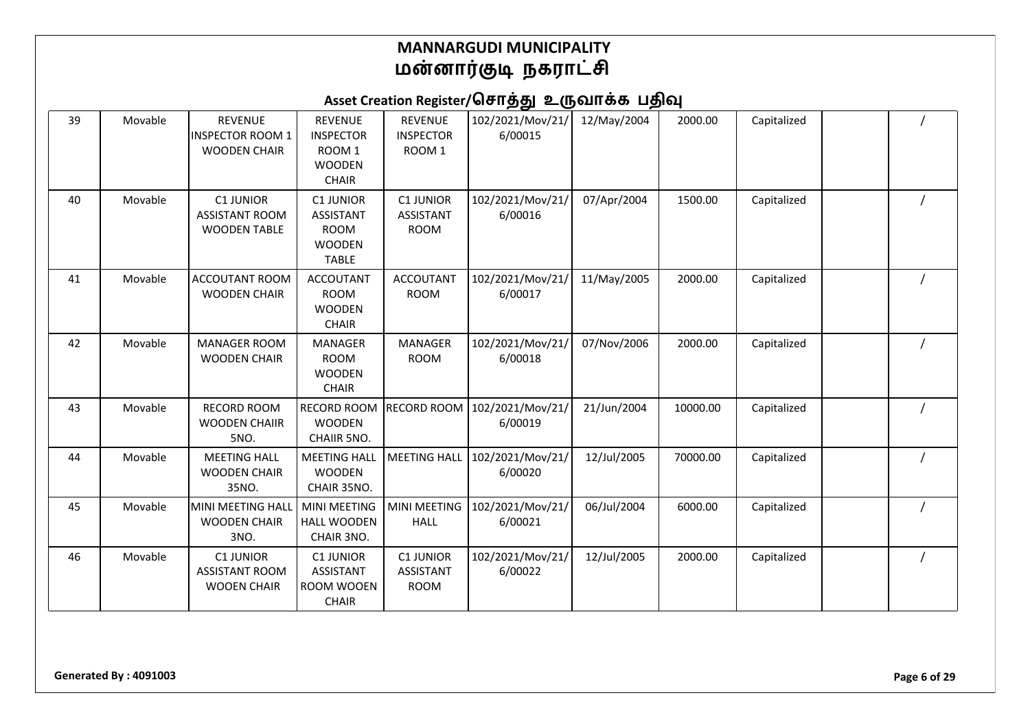# MANNARGUDI MUNICIPALITY
# மன்னார்குடி நகராட்சி

## Asset Creation Register/சொத்து உருவாக்க பதிவு

| | | | | | | | | | | |
|---|---|---|---|---|---|---|---|---|---|---|
| 39 | Movable | REVENUE INSPECTOR ROOM 1 WOODEN CHAIR | REVENUE INSPECTOR ROOM 1 WOODEN CHAIR | REVENUE INSPECTOR ROOM 1 | 102/2021/Mov/21/6/00015 | 12/May/2004 | 2000.00 | Capitalized | | / |
| 40 | Movable | C1 JUNIOR ASSISTANT ROOM WOODEN TABLE | C1 JUNIOR ASSISTANT ROOM WOODEN TABLE | C1 JUNIOR ASSISTANT ROOM | 102/2021/Mov/21/6/00016 | 07/Apr/2004 | 1500.00 | Capitalized | | / |
| 41 | Movable | ACCOUTANT ROOM WOODEN CHAIR | ACCOUTANT ROOM WOODEN CHAIR | ACCOUTANT ROOM | 102/2021/Mov/21/6/00017 | 11/May/2005 | 2000.00 | Capitalized | | / |
| 42 | Movable | MANAGER ROOM WOODEN CHAIR | MANAGER ROOM WOODEN CHAIR | MANAGER ROOM | 102/2021/Mov/21/6/00018 | 07/Nov/2006 | 2000.00 | Capitalized | | / |
| 43 | Movable | RECORD ROOM WOODEN CHAIIR 5NO. | RECORD ROOM WOODEN CHAIIR 5NO. | RECORD ROOM | 102/2021/Mov/21/6/00019 | 21/Jun/2004 | 10000.00 | Capitalized | | / |
| 44 | Movable | MEETING HALL WOODEN CHAIR 35NO. | MEETING HALL WOODEN CHAIR 35NO. | MEETING HALL | 102/2021/Mov/21/6/00020 | 12/Jul/2005 | 70000.00 | Capitalized | | / |
| 45 | Movable | MINI MEETING HALL WOODEN CHAIR 3NO. | MINI MEETING HALL WOODEN CHAIR 3NO. | MINI MEETING HALL | 102/2021/Mov/21/6/00021 | 06/Jul/2004 | 6000.00 | Capitalized | | / |
| 46 | Movable | C1 JUNIOR ASSISTANT ROOM WOOEN CHAIR | C1 JUNIOR ASSISTANT ROOM WOOEN CHAIR | C1 JUNIOR ASSISTANT ROOM | 102/2021/Mov/21/6/00022 | 12/Jul/2005 | 2000.00 | Capitalized | | / |

Generated By : 4091003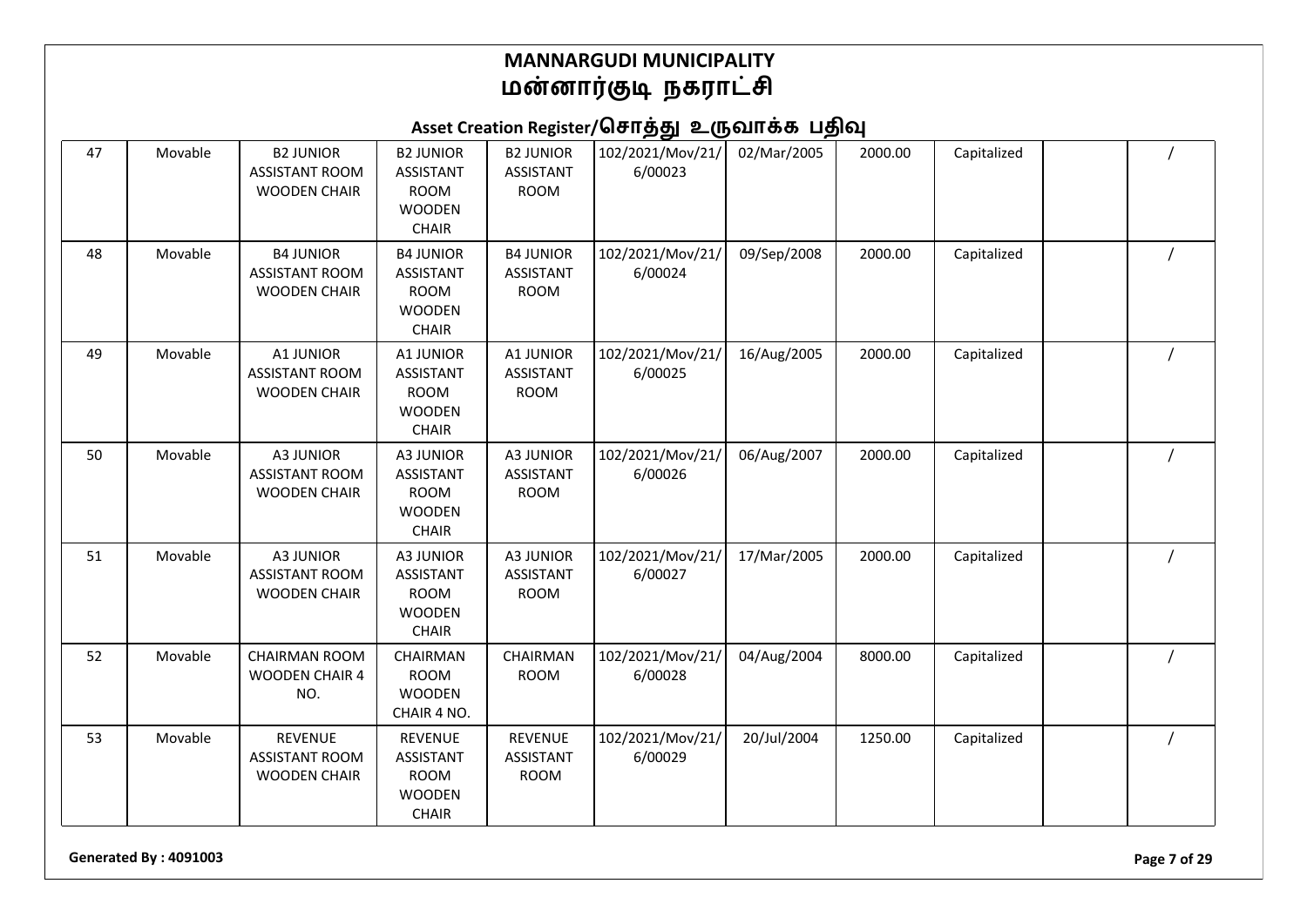# MANNARGUDI MUNICIPALITY
# மன்னார்குடி நகராட்சி

## Asset Creation Register/சொத்து உருவாக்க பதிவு

| | | | | | | | | | | |
|---|---|---|---|---|---|---|---|---|---|---|
| 47 | Movable | B2 JUNIOR ASSISTANT ROOM WOODEN CHAIR | B2 JUNIOR ASSISTANT ROOM WOODEN CHAIR | B2 JUNIOR ASSISTANT ROOM | 102/2021/Mov/21/6/00023 | 02/Mar/2005 | 2000.00 | Capitalized | | / |
| 48 | Movable | B4 JUNIOR ASSISTANT ROOM WOODEN CHAIR | B4 JUNIOR ASSISTANT ROOM WOODEN CHAIR | B4 JUNIOR ASSISTANT ROOM | 102/2021/Mov/21/6/00024 | 09/Sep/2008 | 2000.00 | Capitalized | | / |
| 49 | Movable | A1 JUNIOR ASSISTANT ROOM WOODEN CHAIR | A1 JUNIOR ASSISTANT ROOM WOODEN CHAIR | A1 JUNIOR ASSISTANT ROOM | 102/2021/Mov/21/6/00025 | 16/Aug/2005 | 2000.00 | Capitalized | | / |
| 50 | Movable | A3 JUNIOR ASSISTANT ROOM WOODEN CHAIR | A3 JUNIOR ASSISTANT ROOM WOODEN CHAIR | A3 JUNIOR ASSISTANT ROOM | 102/2021/Mov/21/6/00026 | 06/Aug/2007 | 2000.00 | Capitalized | | / |
| 51 | Movable | A3 JUNIOR ASSISTANT ROOM WOODEN CHAIR | A3 JUNIOR ASSISTANT ROOM WOODEN CHAIR | A3 JUNIOR ASSISTANT ROOM | 102/2021/Mov/21/6/00027 | 17/Mar/2005 | 2000.00 | Capitalized | | / |
| 52 | Movable | CHAIRMAN ROOM WOODEN CHAIR 4 NO. | CHAIRMAN ROOM WOODEN CHAIR 4 NO. | CHAIRMAN ROOM | 102/2021/Mov/21/6/00028 | 04/Aug/2004 | 8000.00 | Capitalized | | / |
| 53 | Movable | REVENUE ASSISTANT ROOM WOODEN CHAIR | REVENUE ASSISTANT ROOM WOODEN CHAIR | REVENUE ASSISTANT ROOM | 102/2021/Mov/21/6/00029 | 20/Jul/2004 | 1250.00 | Capitalized | | / |

Generated By : 4091003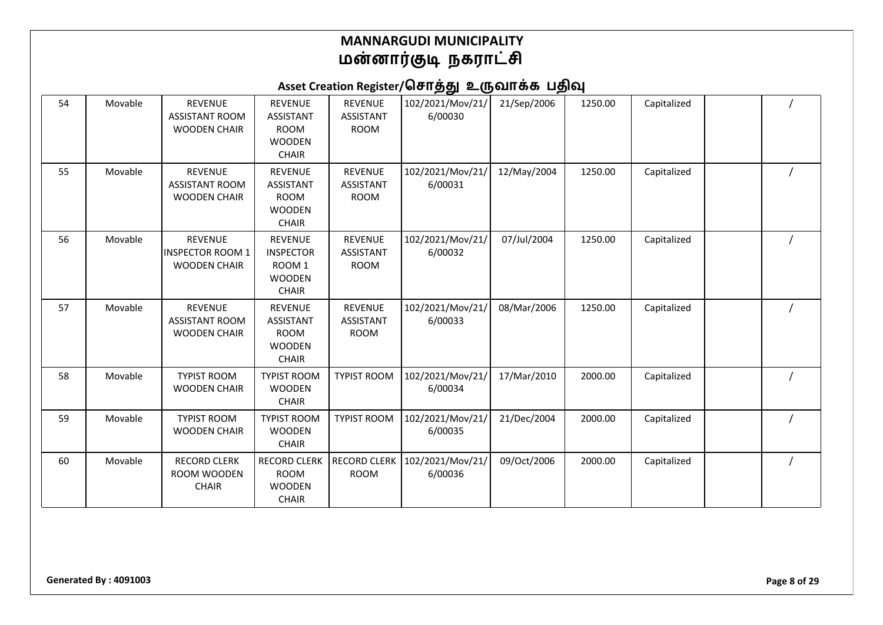# MANNARGUDI MUNICIPALITY
# மன்னார்குடி நகராட்சி

## Asset Creation Register/சொத்து உருவாக்க பதிவு

| | | | | | | | | | | |
|---|---|---|---|---|---|---|---|---|---|---|
| 54 | Movable | REVENUE ASSISTANT ROOM WOODEN CHAIR | REVENUE ASSISTANT ROOM WOODEN CHAIR | REVENUE ASSISTANT ROOM | 102/2021/Mov/21/6/00030 | 21/Sep/2006 | 1250.00 | Capitalized | | / |
| 55 | Movable | REVENUE ASSISTANT ROOM WOODEN CHAIR | REVENUE ASSISTANT ROOM WOODEN CHAIR | REVENUE ASSISTANT ROOM | 102/2021/Mov/21/6/00031 | 12/May/2004 | 1250.00 | Capitalized | | / |
| 56 | Movable | REVENUE INSPECTOR ROOM 1 WOODEN CHAIR | REVENUE INSPECTOR ROOM 1 WOODEN CHAIR | REVENUE ASSISTANT ROOM | 102/2021/Mov/21/6/00032 | 07/Jul/2004 | 1250.00 | Capitalized | | / |
| 57 | Movable | REVENUE ASSISTANT ROOM WOODEN CHAIR | REVENUE ASSISTANT ROOM WOODEN CHAIR | REVENUE ASSISTANT ROOM | 102/2021/Mov/21/6/00033 | 08/Mar/2006 | 1250.00 | Capitalized | | / |
| 58 | Movable | TYPIST ROOM WOODEN CHAIR | TYPIST ROOM WOODEN CHAIR | TYPIST ROOM | 102/2021/Mov/21/6/00034 | 17/Mar/2010 | 2000.00 | Capitalized | | / |
| 59 | Movable | TYPIST ROOM WOODEN CHAIR | TYPIST ROOM WOODEN CHAIR | TYPIST ROOM | 102/2021/Mov/21/6/00035 | 21/Dec/2004 | 2000.00 | Capitalized | | / |
| 60 | Movable | RECORD CLERK ROOM WOODEN CHAIR | RECORD CLERK ROOM WOODEN CHAIR | RECORD CLERK ROOM | 102/2021/Mov/21/6/00036 | 09/Oct/2006 | 2000.00 | Capitalized | | / |

**Generated By : 4091003**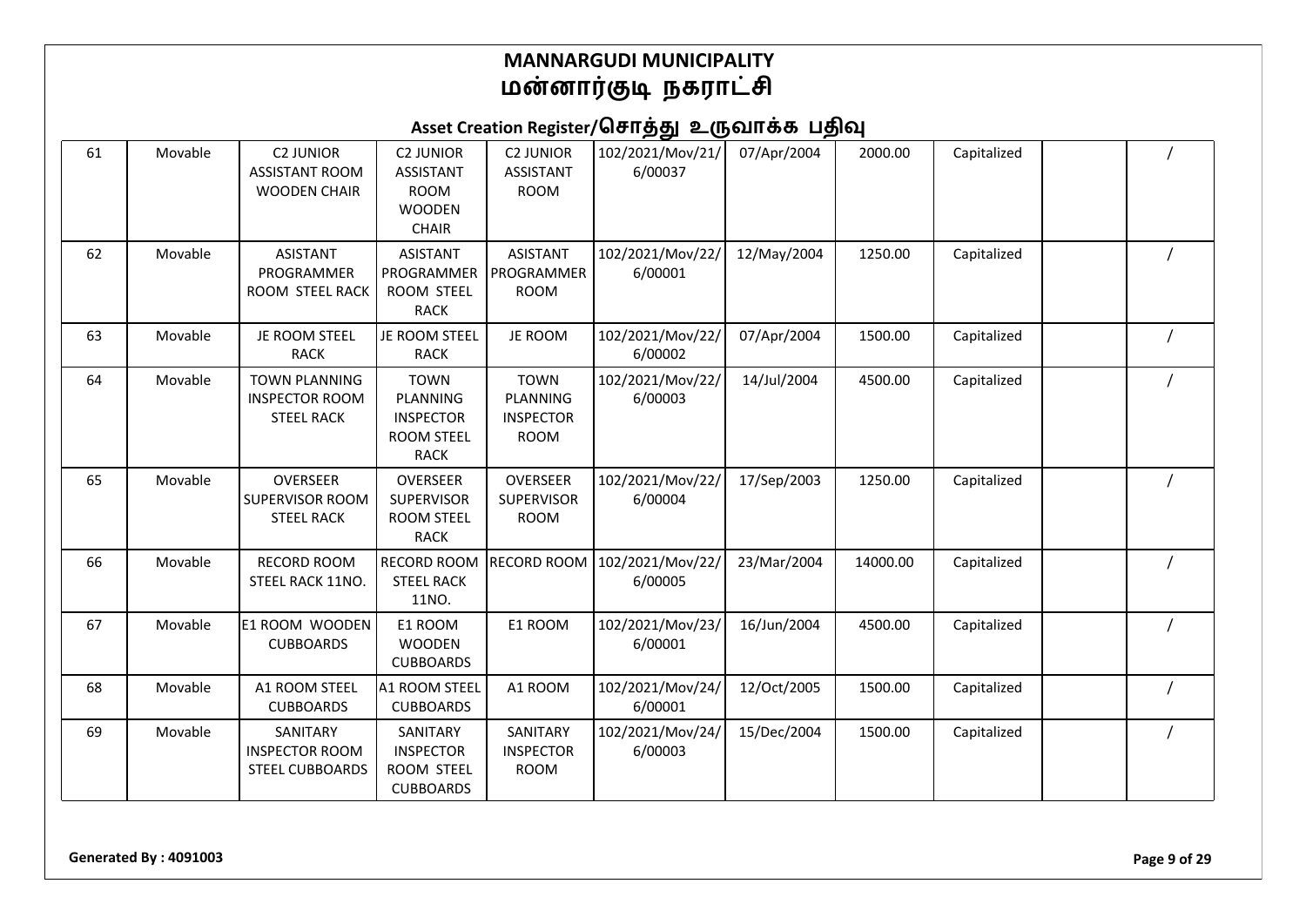# MANNARGUDI MUNICIPALITY
# மன்னார்குடி நகராட்சி

## Asset Creation Register/சொத்து உருவாக்க பதிவு

| | | | | | | | | | | |
|---|---|---|---|---|---|---|---|---|---|---|
| 61 | Movable | C2 JUNIOR ASSISTANT ROOM WOODEN CHAIR | C2 JUNIOR ASSISTANT ROOM WOODEN CHAIR | C2 JUNIOR ASSISTANT ROOM | 102/2021/Mov/21/6/00037 | 07/Apr/2004 | 2000.00 | Capitalized | | / |
| 62 | Movable | ASISTANT PROGRAMMER ROOM STEEL RACK | ASISTANT PROGRAMMER ROOM STEEL RACK | ASISTANT PROGRAMMER ROOM | 102/2021/Mov/22/6/00001 | 12/May/2004 | 1250.00 | Capitalized | | / |
| 63 | Movable | JE ROOM STEEL RACK | JE ROOM STEEL RACK | JE ROOM | 102/2021/Mov/22/6/00002 | 07/Apr/2004 | 1500.00 | Capitalized | | / |
| 64 | Movable | TOWN PLANNING INSPECTOR ROOM STEEL RACK | TOWN PLANNING INSPECTOR ROOM STEEL RACK | TOWN PLANNING INSPECTOR ROOM | 102/2021/Mov/22/6/00003 | 14/Jul/2004 | 4500.00 | Capitalized | | / |
| 65 | Movable | OVERSEER SUPERVISOR ROOM STEEL RACK | OVERSEER SUPERVISOR ROOM STEEL RACK | OVERSEER SUPERVISOR ROOM | 102/2021/Mov/22/6/00004 | 17/Sep/2003 | 1250.00 | Capitalized | | / |
| 66 | Movable | RECORD ROOM STEEL RACK 11NO. | RECORD ROOM STEEL RACK 11NO. | RECORD ROOM | 102/2021/Mov/22/6/00005 | 23/Mar/2004 | 14000.00 | Capitalized | | / |
| 67 | Movable | E1 ROOM WOODEN CUBBOARDS | E1 ROOM WOODEN CUBBOARDS | E1 ROOM | 102/2021/Mov/23/6/00001 | 16/Jun/2004 | 4500.00 | Capitalized | | / |
| 68 | Movable | A1 ROOM STEEL CUBBOARDS | A1 ROOM STEEL CUBBOARDS | A1 ROOM | 102/2021/Mov/24/6/00001 | 12/Oct/2005 | 1500.00 | Capitalized | | / |
| 69 | Movable | SANITARY INSPECTOR ROOM STEEL CUBBOARDS | SANITARY INSPECTOR ROOM STEEL CUBBOARDS | SANITARY INSPECTOR ROOM | 102/2021/Mov/24/6/00003 | 15/Dec/2004 | 1500.00 | Capitalized | | / |

Generated By : 4091003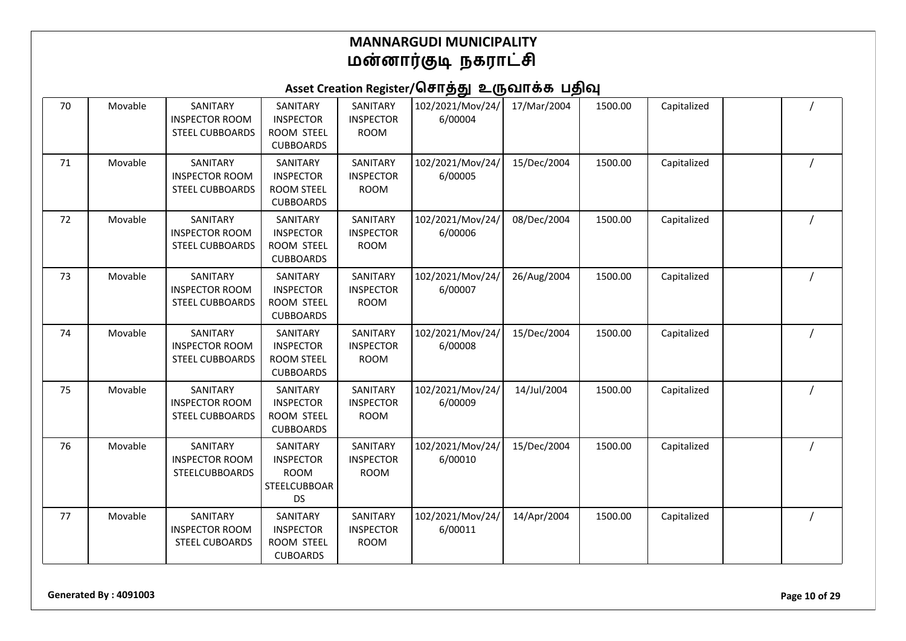# MANNARGUDI MUNICIPALITY
# மன்னார்குடி நகராட்சி

## Asset Creation Register/சொத்து உருவாக்க பதிவு

| | | | | | | | | | | |
|---|---|---|---|---|---|---|---|---|---|---|
| 70 | Movable | SANITARY INSPECTOR ROOM STEEL CUBBOARDS | SANITARY INSPECTOR ROOM STEEL CUBBOARDS | SANITARY INSPECTOR ROOM | 102/2021/Mov/24/6/00004 | 17/Mar/2004 | 1500.00 | Capitalized | | / |
| 71 | Movable | SANITARY INSPECTOR ROOM STEEL CUBBOARDS | SANITARY INSPECTOR ROOM STEEL CUBBOARDS | SANITARY INSPECTOR ROOM | 102/2021/Mov/24/6/00005 | 15/Dec/2004 | 1500.00 | Capitalized | | / |
| 72 | Movable | SANITARY INSPECTOR ROOM STEEL CUBBOARDS | SANITARY INSPECTOR ROOM STEEL CUBBOARDS | SANITARY INSPECTOR ROOM | 102/2021/Mov/24/6/00006 | 08/Dec/2004 | 1500.00 | Capitalized | | / |
| 73 | Movable | SANITARY INSPECTOR ROOM STEEL CUBBOARDS | SANITARY INSPECTOR ROOM STEEL CUBBOARDS | SANITARY INSPECTOR ROOM | 102/2021/Mov/24/6/00007 | 26/Aug/2004 | 1500.00 | Capitalized | | / |
| 74 | Movable | SANITARY INSPECTOR ROOM STEEL CUBBOARDS | SANITARY INSPECTOR ROOM STEEL CUBBOARDS | SANITARY INSPECTOR ROOM | 102/2021/Mov/24/6/00008 | 15/Dec/2004 | 1500.00 | Capitalized | | / |
| 75 | Movable | SANITARY INSPECTOR ROOM STEEL CUBBOARDS | SANITARY INSPECTOR ROOM STEEL CUBBOARDS | SANITARY INSPECTOR ROOM | 102/2021/Mov/24/6/00009 | 14/Jul/2004 | 1500.00 | Capitalized | | / |
| 76 | Movable | SANITARY INSPECTOR ROOM STEELCUBBOARDS | SANITARY INSPECTOR ROOM STEELCUBBOARDS | SANITARY INSPECTOR ROOM | 102/2021/Mov/24/6/00010 | 15/Dec/2004 | 1500.00 | Capitalized | | / |
| 77 | Movable | SANITARY INSPECTOR ROOM STEEL CUBOARDS | SANITARY INSPECTOR ROOM STEEL CUBOARDS | SANITARY INSPECTOR ROOM | 102/2021/Mov/24/6/00011 | 14/Apr/2004 | 1500.00 | Capitalized | | / |

**Generated By : 4091003**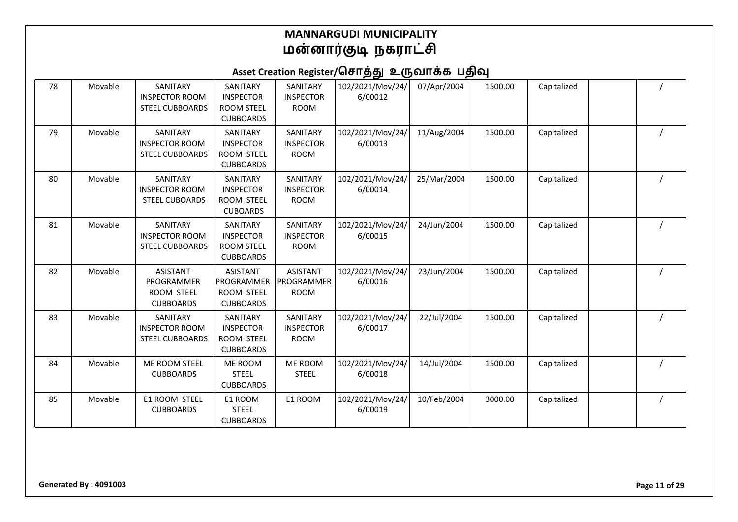# MANNARGUDI MUNICIPALITY
# மன்னார்குடி நகராட்சி

## Asset Creation Register/சொத்து உருவாக்க பதிவு

| | | | | | | | | | | |
|---|---|---|---|---|---|---|---|---|---|---|
| 78 | Movable | SANITARY INSPECTOR ROOM STEEL CUBBOARDS | SANITARY INSPECTOR ROOM STEEL CUBBOARDS | SANITARY INSPECTOR ROOM | 102/2021/Mov/24/6/00012 | 07/Apr/2004 | 1500.00 | Capitalized | | / |
| 79 | Movable | SANITARY INSPECTOR ROOM STEEL CUBBOARDS | SANITARY INSPECTOR ROOM STEEL CUBBOARDS | SANITARY INSPECTOR ROOM | 102/2021/Mov/24/6/00013 | 11/Aug/2004 | 1500.00 | Capitalized | | / |
| 80 | Movable | SANITARY INSPECTOR ROOM STEEL CUBOARDS | SANITARY INSPECTOR ROOM STEEL CUBOARDS | SANITARY INSPECTOR ROOM | 102/2021/Mov/24/6/00014 | 25/Mar/2004 | 1500.00 | Capitalized | | / |
| 81 | Movable | SANITARY INSPECTOR ROOM STEEL CUBBOARDS | SANITARY INSPECTOR ROOM STEEL CUBBOARDS | SANITARY INSPECTOR ROOM | 102/2021/Mov/24/6/00015 | 24/Jun/2004 | 1500.00 | Capitalized | | / |
| 82 | Movable | ASISTANT PROGRAMMER ROOM STEEL CUBBOARDS | ASISTANT PROGRAMMER ROOM STEEL CUBBOARDS | ASISTANT PROGRAMMER ROOM | 102/2021/Mov/24/6/00016 | 23/Jun/2004 | 1500.00 | Capitalized | | / |
| 83 | Movable | SANITARY INSPECTOR ROOM STEEL CUBBOARDS | SANITARY INSPECTOR ROOM STEEL CUBBOARDS | SANITARY INSPECTOR ROOM | 102/2021/Mov/24/6/00017 | 22/Jul/2004 | 1500.00 | Capitalized | | / |
| 84 | Movable | ME ROOM STEEL CUBBOARDS | ME ROOM STEEL CUBBOARDS | ME ROOM STEEL | 102/2021/Mov/24/6/00018 | 14/Jul/2004 | 1500.00 | Capitalized | | / |
| 85 | Movable | E1 ROOM STEEL CUBBOARDS | E1 ROOM STEEL CUBBOARDS | E1 ROOM | 102/2021/Mov/24/6/00019 | 10/Feb/2004 | 3000.00 | Capitalized | | / |

**Generated By : 4091003**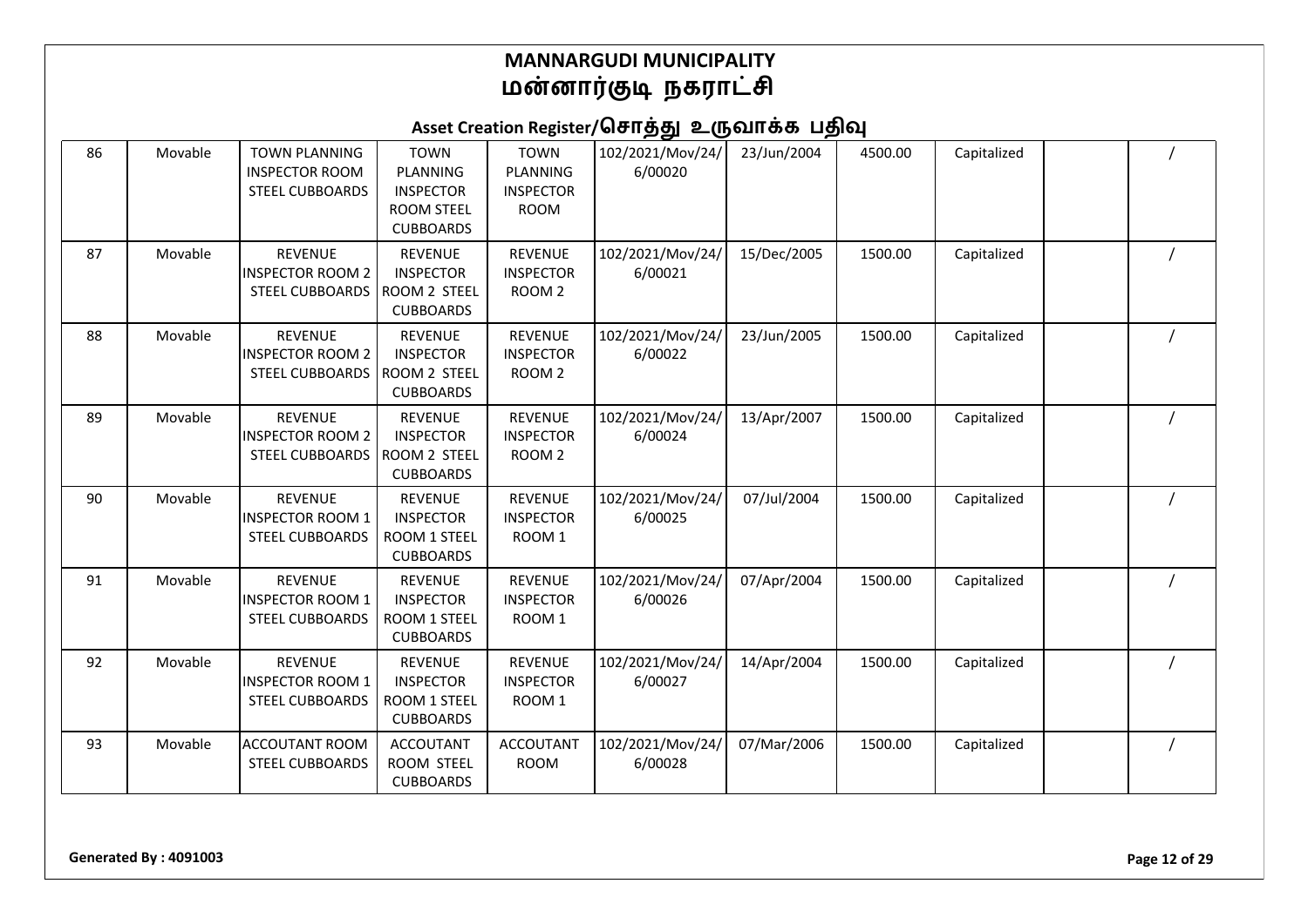# MANNARGUDI MUNICIPALITY
# மன்னார்குடி நகராட்சி

## Asset Creation Register/சொத்து உருவாக்க பதிவு

| | | | | | | | | | | |
|---|---|---|---|---|---|---|---|---|---|---|
| 86 | Movable | TOWN PLANNING INSPECTOR ROOM STEEL CUBBOARDS | TOWN PLANNING INSPECTOR ROOM STEEL CUBBOARDS | TOWN PLANNING INSPECTOR ROOM | 102/2021/Mov/24/6/00020 | 23/Jun/2004 | 4500.00 | Capitalized | | / |
| 87 | Movable | REVENUE INSPECTOR ROOM 2 STEEL CUBBOARDS | REVENUE INSPECTOR ROOM 2 STEEL CUBBOARDS | REVENUE INSPECTOR ROOM 2 | 102/2021/Mov/24/6/00021 | 15/Dec/2005 | 1500.00 | Capitalized | | / |
| 88 | Movable | REVENUE INSPECTOR ROOM 2 STEEL CUBBOARDS | REVENUE INSPECTOR ROOM 2 STEEL CUBBOARDS | REVENUE INSPECTOR ROOM 2 | 102/2021/Mov/24/6/00022 | 23/Jun/2005 | 1500.00 | Capitalized | | / |
| 89 | Movable | REVENUE INSPECTOR ROOM 2 STEEL CUBBOARDS | REVENUE INSPECTOR ROOM 2 STEEL CUBBOARDS | REVENUE INSPECTOR ROOM 2 | 102/2021/Mov/24/6/00024 | 13/Apr/2007 | 1500.00 | Capitalized | | / |
| 90 | Movable | REVENUE INSPECTOR ROOM 1 STEEL CUBBOARDS | REVENUE INSPECTOR ROOM 1 STEEL CUBBOARDS | REVENUE INSPECTOR ROOM 1 | 102/2021/Mov/24/6/00025 | 07/Jul/2004 | 1500.00 | Capitalized | | / |
| 91 | Movable | REVENUE INSPECTOR ROOM 1 STEEL CUBBOARDS | REVENUE INSPECTOR ROOM 1 STEEL CUBBOARDS | REVENUE INSPECTOR ROOM 1 | 102/2021/Mov/24/6/00026 | 07/Apr/2004 | 1500.00 | Capitalized | | / |
| 92 | Movable | REVENUE INSPECTOR ROOM 1 STEEL CUBBOARDS | REVENUE INSPECTOR ROOM 1 STEEL CUBBOARDS | REVENUE INSPECTOR ROOM 1 | 102/2021/Mov/24/6/00027 | 14/Apr/2004 | 1500.00 | Capitalized | | / |
| 93 | Movable | ACCOUTANT ROOM STEEL CUBBOARDS | ACCOUTANT ROOM STEEL CUBBOARDS | ACCOUTANT ROOM | 102/2021/Mov/24/6/00028 | 07/Mar/2006 | 1500.00 | Capitalized | | / |

Generated By : 4091003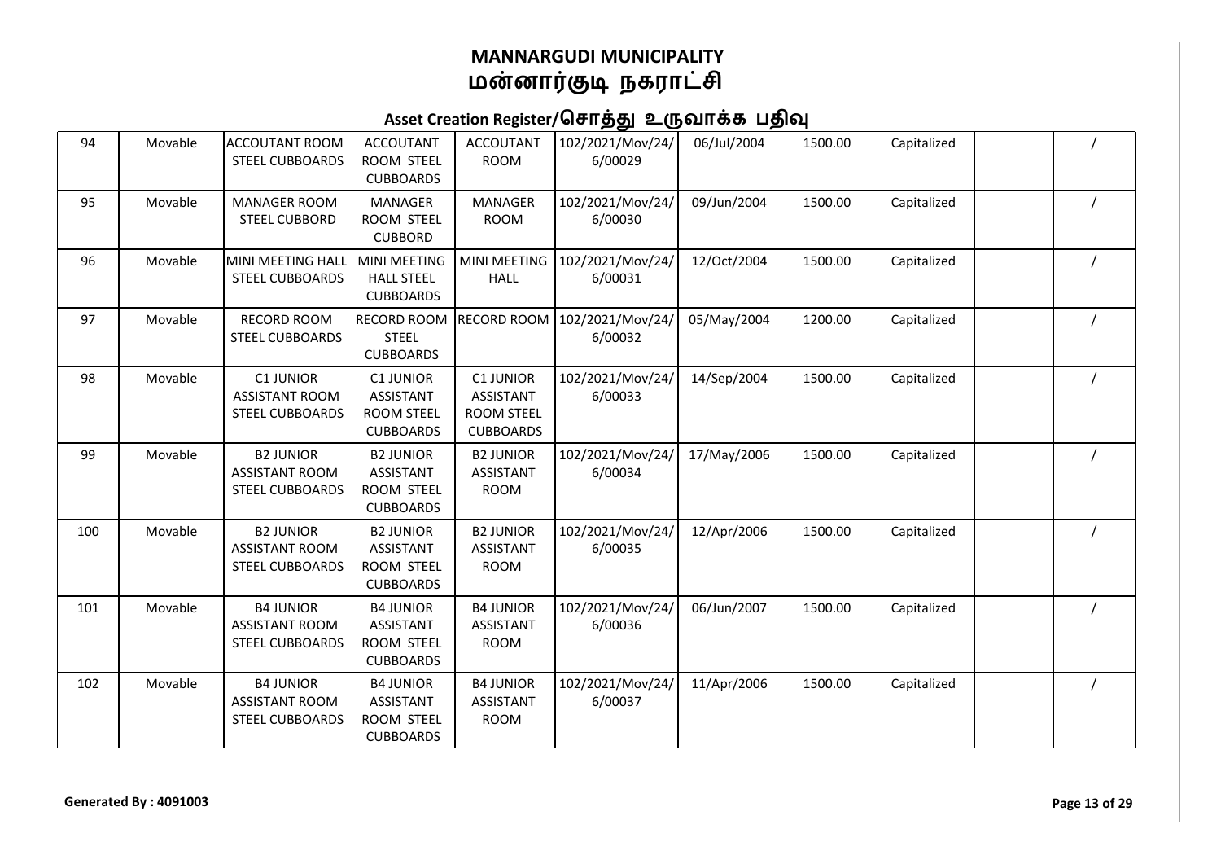# MANNARGUDI MUNICIPALITY
# மன்னார்குடி நகராட்சி

## Asset Creation Register/சொத்து உருவாக்க பதிவு

| | | | | | | | | | | |
|---|---|---|---|---|---|---|---|---|---|---|
| 94 | Movable | ACCOUTANT ROOM STEEL CUBBOARDS | ACCOUTANT ROOM STEEL CUBBOARDS | ACCOUTANT ROOM | 102/2021/Mov/24/6/00029 | 06/Jul/2004 | 1500.00 | Capitalized | | / |
| 95 | Movable | MANAGER ROOM STEEL CUBBORD | MANAGER ROOM STEEL CUBBORD | MANAGER ROOM | 102/2021/Mov/24/6/00030 | 09/Jun/2004 | 1500.00 | Capitalized | | / |
| 96 | Movable | MINI MEETING HALL STEEL CUBBOARDS | MINI MEETING HALL STEEL CUBBOARDS | MINI MEETING HALL | 102/2021/Mov/24/6/00031 | 12/Oct/2004 | 1500.00 | Capitalized | | / |
| 97 | Movable | RECORD ROOM STEEL CUBBOARDS | RECORD ROOM STEEL CUBBOARDS | RECORD ROOM | 102/2021/Mov/24/6/00032 | 05/May/2004 | 1200.00 | Capitalized | | / |
| 98 | Movable | C1 JUNIOR ASSISTANT ROOM STEEL CUBBOARDS | C1 JUNIOR ASSISTANT ROOM STEEL CUBBOARDS | C1 JUNIOR ASSISTANT ROOM STEEL CUBBOARDS | 102/2021/Mov/24/6/00033 | 14/Sep/2004 | 1500.00 | Capitalized | | / |
| 99 | Movable | B2 JUNIOR ASSISTANT ROOM STEEL CUBBOARDS | B2 JUNIOR ASSISTANT ROOM STEEL CUBBOARDS | B2 JUNIOR ASSISTANT ROOM | 102/2021/Mov/24/6/00034 | 17/May/2006 | 1500.00 | Capitalized | | / |
| 100 | Movable | B2 JUNIOR ASSISTANT ROOM STEEL CUBBOARDS | B2 JUNIOR ASSISTANT ROOM STEEL CUBBOARDS | B2 JUNIOR ASSISTANT ROOM | 102/2021/Mov/24/6/00035 | 12/Apr/2006 | 1500.00 | Capitalized | | / |
| 101 | Movable | B4 JUNIOR ASSISTANT ROOM STEEL CUBBOARDS | B4 JUNIOR ASSISTANT ROOM STEEL CUBBOARDS | B4 JUNIOR ASSISTANT ROOM | 102/2021/Mov/24/6/00036 | 06/Jun/2007 | 1500.00 | Capitalized | | / |
| 102 | Movable | B4 JUNIOR ASSISTANT ROOM STEEL CUBBOARDS | B4 JUNIOR ASSISTANT ROOM STEEL CUBBOARDS | B4 JUNIOR ASSISTANT ROOM | 102/2021/Mov/24/6/00037 | 11/Apr/2006 | 1500.00 | Capitalized | | / |

Generated By : 4091003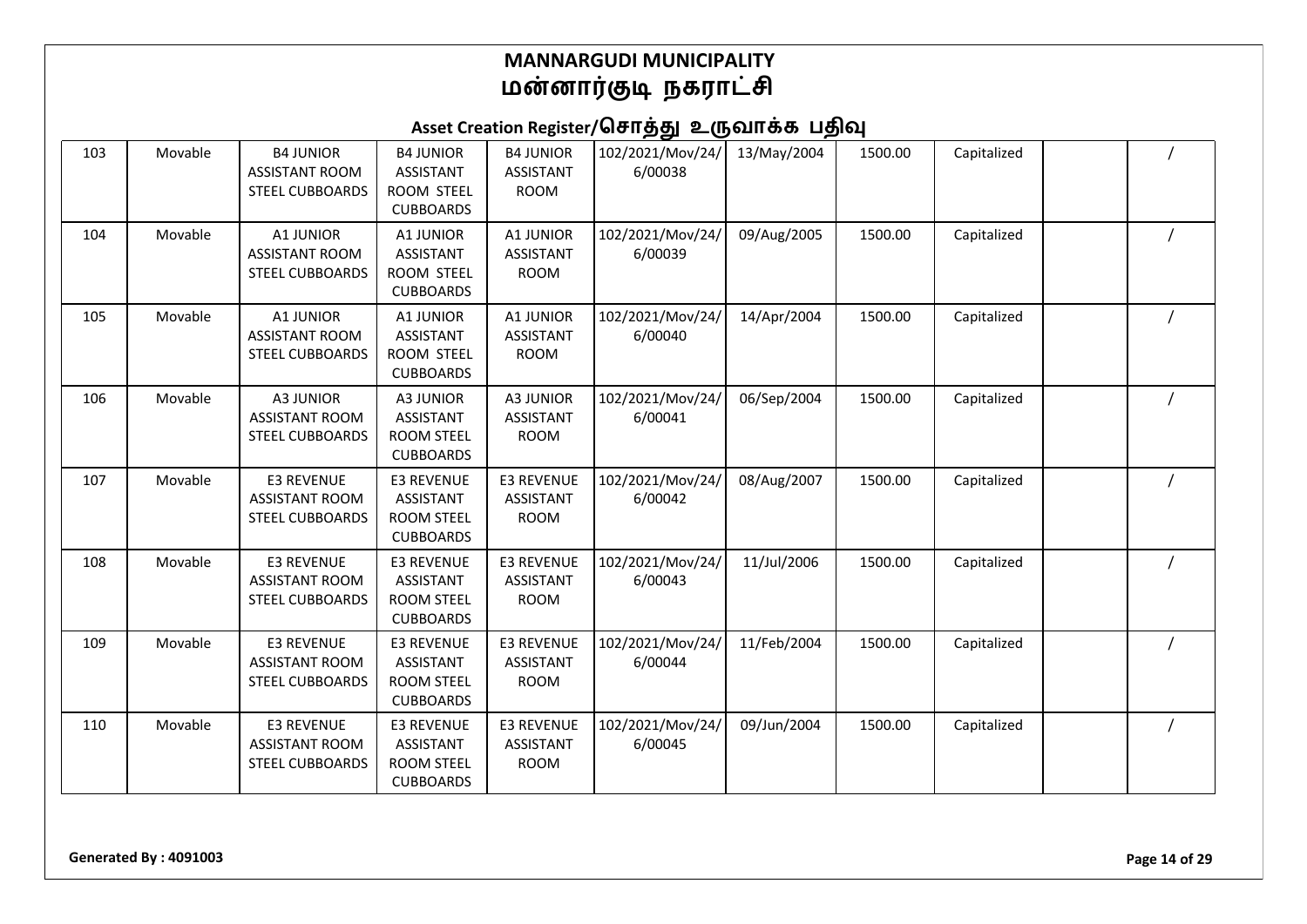# MANNARGUDI MUNICIPALITY
# மன்னார்குடி நகராட்சி

## Asset Creation Register/சொத்து உருவாக்க பதிவு

| | | | | | | | | | | |
|---|---|---|---|---|---|---|---|---|---|---|
| 103 | Movable | B4 JUNIOR ASSISTANT ROOM STEEL CUBBOARDS | B4 JUNIOR ASSISTANT ROOM STEEL CUBBOARDS | B4 JUNIOR ASSISTANT ROOM | 102/2021/Mov/24/6/00038 | 13/May/2004 | 1500.00 | Capitalized | | / |
| 104 | Movable | A1 JUNIOR ASSISTANT ROOM STEEL CUBBOARDS | A1 JUNIOR ASSISTANT ROOM STEEL CUBBOARDS | A1 JUNIOR ASSISTANT ROOM | 102/2021/Mov/24/6/00039 | 09/Aug/2005 | 1500.00 | Capitalized | | / |
| 105 | Movable | A1 JUNIOR ASSISTANT ROOM STEEL CUBBOARDS | A1 JUNIOR ASSISTANT ROOM STEEL CUBBOARDS | A1 JUNIOR ASSISTANT ROOM | 102/2021/Mov/24/6/00040 | 14/Apr/2004 | 1500.00 | Capitalized | | / |
| 106 | Movable | A3 JUNIOR ASSISTANT ROOM STEEL CUBBOARDS | A3 JUNIOR ASSISTANT ROOM STEEL CUBBOARDS | A3 JUNIOR ASSISTANT ROOM | 102/2021/Mov/24/6/00041 | 06/Sep/2004 | 1500.00 | Capitalized | | / |
| 107 | Movable | E3 REVENUE ASSISTANT ROOM STEEL CUBBOARDS | E3 REVENUE ASSISTANT ROOM STEEL CUBBOARDS | E3 REVENUE ASSISTANT ROOM | 102/2021/Mov/24/6/00042 | 08/Aug/2007 | 1500.00 | Capitalized | | / |
| 108 | Movable | E3 REVENUE ASSISTANT ROOM STEEL CUBBOARDS | E3 REVENUE ASSISTANT ROOM STEEL CUBBOARDS | E3 REVENUE ASSISTANT ROOM | 102/2021/Mov/24/6/00043 | 11/Jul/2006 | 1500.00 | Capitalized | | / |
| 109 | Movable | E3 REVENUE ASSISTANT ROOM STEEL CUBBOARDS | E3 REVENUE ASSISTANT ROOM STEEL CUBBOARDS | E3 REVENUE ASSISTANT ROOM | 102/2021/Mov/24/6/00044 | 11/Feb/2004 | 1500.00 | Capitalized | | / |
| 110 | Movable | E3 REVENUE ASSISTANT ROOM STEEL CUBBOARDS | E3 REVENUE ASSISTANT ROOM STEEL CUBBOARDS | E3 REVENUE ASSISTANT ROOM | 102/2021/Mov/24/6/00045 | 09/Jun/2004 | 1500.00 | Capitalized | | / |

**Generated By : 4091003**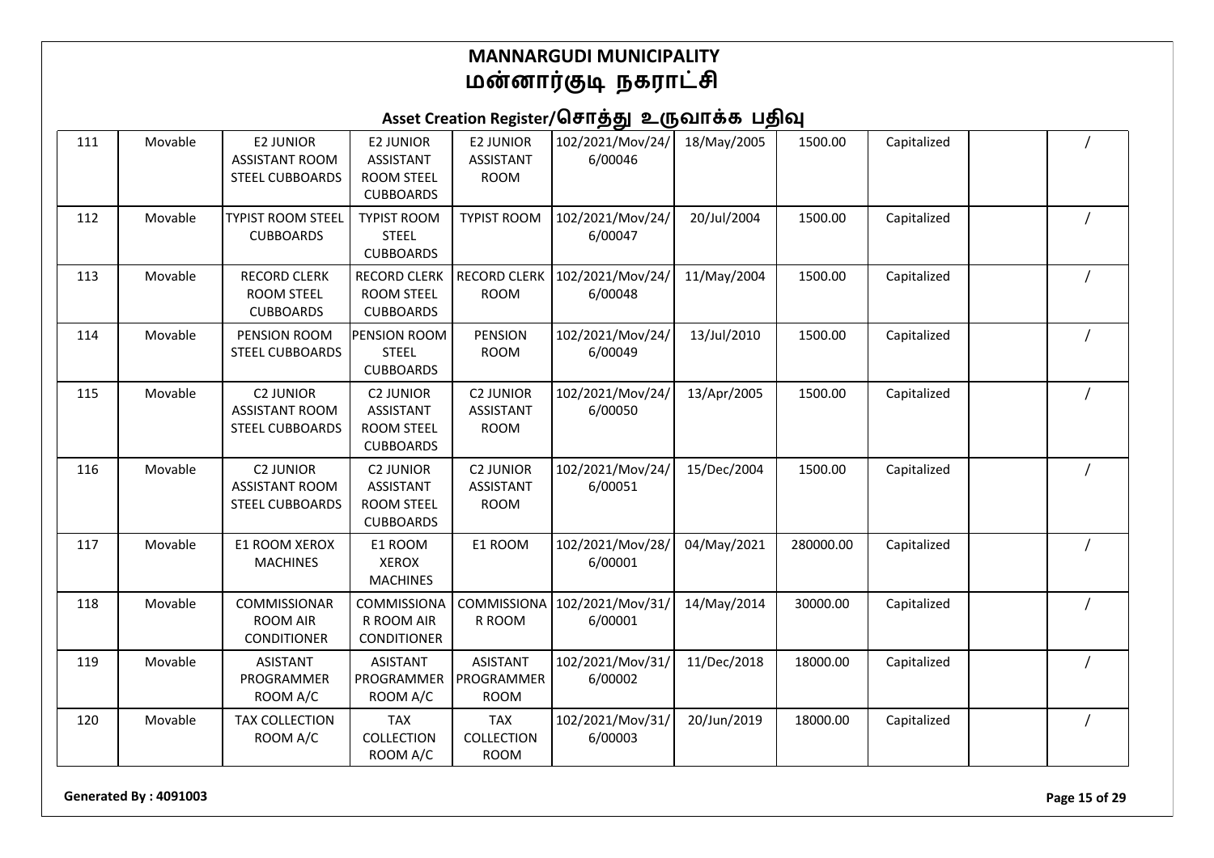# MANNARGUDI MUNICIPALITY
# மன்னார்குடி நகராட்சி

## Asset Creation Register/சொத்து உருவாக்க பதிவு

| | | | | | | | | | | |
|---|---|---|---|---|---|---|---|---|---|---|
| 111 | Movable | E2 JUNIOR ASSISTANT ROOM STEEL CUBBOARDS | E2 JUNIOR ASSISTANT ROOM STEEL CUBBOARDS | E2 JUNIOR ASSISTANT ROOM | 102/2021/Mov/24/6/00046 | 18/May/2005 | 1500.00 | Capitalized | | / |
| 112 | Movable | TYPIST ROOM STEEL CUBBOARDS | TYPIST ROOM STEEL CUBBOARDS | TYPIST ROOM | 102/2021/Mov/24/6/00047 | 20/Jul/2004 | 1500.00 | Capitalized | | / |
| 113 | Movable | RECORD CLERK ROOM STEEL CUBBOARDS | RECORD CLERK ROOM STEEL CUBBOARDS | RECORD CLERK ROOM | 102/2021/Mov/24/6/00048 | 11/May/2004 | 1500.00 | Capitalized | | / |
| 114 | Movable | PENSION ROOM STEEL CUBBOARDS | PENSION ROOM STEEL CUBBOARDS | PENSION ROOM | 102/2021/Mov/24/6/00049 | 13/Jul/2010 | 1500.00 | Capitalized | | / |
| 115 | Movable | C2 JUNIOR ASSISTANT ROOM STEEL CUBBOARDS | C2 JUNIOR ASSISTANT ROOM STEEL CUBBOARDS | C2 JUNIOR ASSISTANT ROOM | 102/2021/Mov/24/6/00050 | 13/Apr/2005 | 1500.00 | Capitalized | | / |
| 116 | Movable | C2 JUNIOR ASSISTANT ROOM STEEL CUBBOARDS | C2 JUNIOR ASSISTANT ROOM STEEL CUBBOARDS | C2 JUNIOR ASSISTANT ROOM | 102/2021/Mov/24/6/00051 | 15/Dec/2004 | 1500.00 | Capitalized | | / |
| 117 | Movable | E1 ROOM XEROX MACHINES | E1 ROOM XEROX MACHINES | E1 ROOM | 102/2021/Mov/28/6/00001 | 04/May/2021 | 280000.00 | Capitalized | | / |
| 118 | Movable | COMMISSIONAR ROOM AIR CONDITIONER | COMMISSIONAR ROOM AIR CONDITIONER | COMMISSIONAR ROOM | 102/2021/Mov/31/6/00001 | 14/May/2014 | 30000.00 | Capitalized | | / |
| 119 | Movable | ASISTANT PROGRAMMER ROOM A/C | ASISTANT PROGRAMMER ROOM A/C | ASISTANT PROGRAMMER ROOM | 102/2021/Mov/31/6/00002 | 11/Dec/2018 | 18000.00 | Capitalized | | / |
| 120 | Movable | TAX COLLECTION ROOM A/C | TAX COLLECTION ROOM A/C | TAX COLLECTION ROOM | 102/2021/Mov/31/6/00003 | 20/Jun/2019 | 18000.00 | Capitalized | | / |

**Generated By : 4091003**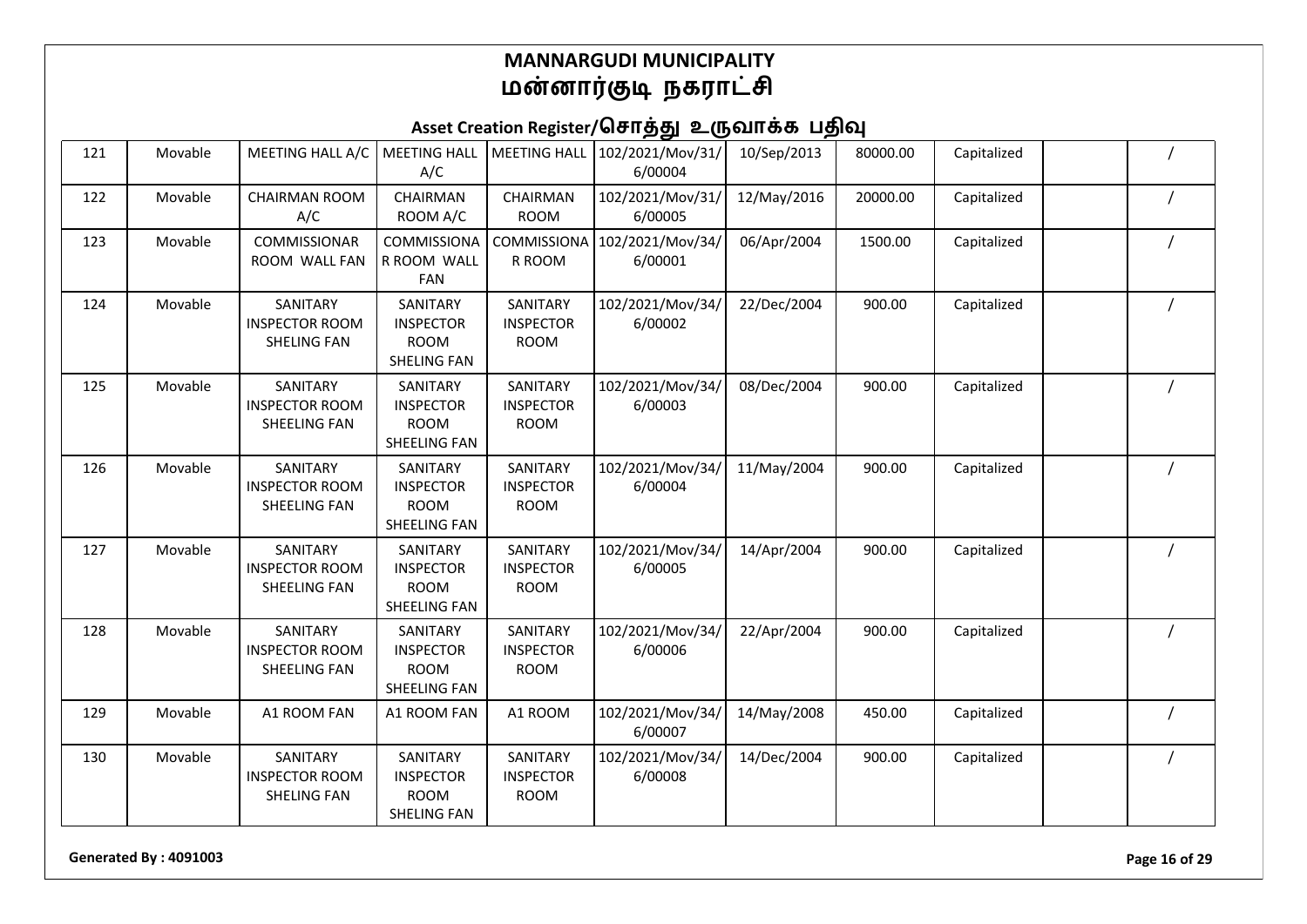# MANNARGUDI MUNICIPALITY
# மன்னார்குடி நகராட்சி

## Asset Creation Register/சொத்து உருவாக்க பதிவு

| | | | | | | | | | | |
|---|---|---|---|---|---|---|---|---|---|---|
| 121 | Movable | MEETING HALL A/C | MEETING HALL A/C | MEETING HALL | 102/2021/Mov/31/6/00004 | 10/Sep/2013 | 80000.00 | Capitalized | | / |
| 122 | Movable | CHAIRMAN ROOM A/C | CHAIRMAN ROOM A/C | CHAIRMAN ROOM | 102/2021/Mov/31/6/00005 | 12/May/2016 | 20000.00 | Capitalized | | / |
| 123 | Movable | COMMISSIONAR ROOM WALL FAN | COMMISSIONAR ROOM WALL FAN | COMMISSIONAR ROOM | 102/2021/Mov/34/6/00001 | 06/Apr/2004 | 1500.00 | Capitalized | | / |
| 124 | Movable | SANITARY INSPECTOR ROOM SHELING FAN | SANITARY INSPECTOR ROOM SHELING FAN | SANITARY INSPECTOR ROOM | 102/2021/Mov/34/6/00002 | 22/Dec/2004 | 900.00 | Capitalized | | / |
| 125 | Movable | SANITARY INSPECTOR ROOM SHEELING FAN | SANITARY INSPECTOR ROOM SHEELING FAN | SANITARY INSPECTOR ROOM | 102/2021/Mov/34/6/00003 | 08/Dec/2004 | 900.00 | Capitalized | | / |
| 126 | Movable | SANITARY INSPECTOR ROOM SHEELING FAN | SANITARY INSPECTOR ROOM SHEELING FAN | SANITARY INSPECTOR ROOM | 102/2021/Mov/34/6/00004 | 11/May/2004 | 900.00 | Capitalized | | / |
| 127 | Movable | SANITARY INSPECTOR ROOM SHEELING FAN | SANITARY INSPECTOR ROOM SHEELING FAN | SANITARY INSPECTOR ROOM | 102/2021/Mov/34/6/00005 | 14/Apr/2004 | 900.00 | Capitalized | | / |
| 128 | Movable | SANITARY INSPECTOR ROOM SHEELING FAN | SANITARY INSPECTOR ROOM SHEELING FAN | SANITARY INSPECTOR ROOM | 102/2021/Mov/34/6/00006 | 22/Apr/2004 | 900.00 | Capitalized | | / |
| 129 | Movable | A1 ROOM FAN | A1 ROOM FAN | A1 ROOM | 102/2021/Mov/34/6/00007 | 14/May/2008 | 450.00 | Capitalized | | / |
| 130 | Movable | SANITARY INSPECTOR ROOM SHELING FAN | SANITARY INSPECTOR ROOM SHELING FAN | SANITARY INSPECTOR ROOM | 102/2021/Mov/34/6/00008 | 14/Dec/2004 | 900.00 | Capitalized | | / |

Generated By : 4091003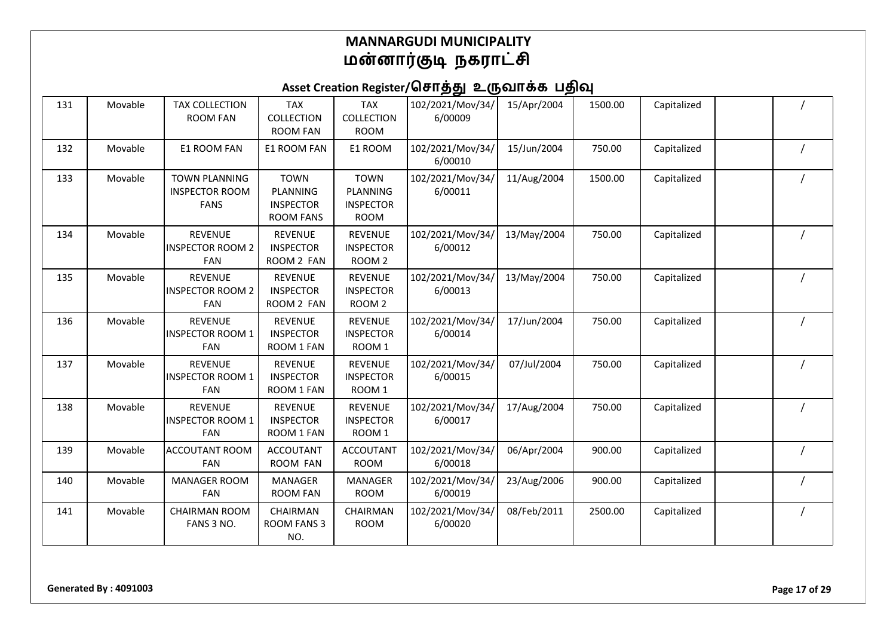# MANNARGUDI MUNICIPALITY
# மன்னார்குடி நகராட்சி

## Asset Creation Register/சொத்து உருவாக்க பதிவு

| | | | | | | | | | | |
|---|---|---|---|---|---|---|---|---|---|---|
| 131 | Movable | TAX COLLECTION ROOM FAN | TAX COLLECTION ROOM FAN | TAX COLLECTION ROOM | 102/2021/Mov/34/6/00009 | 15/Apr/2004 | 1500.00 | Capitalized | | / |
| 132 | Movable | E1 ROOM FAN | E1 ROOM FAN | E1 ROOM | 102/2021/Mov/34/6/00010 | 15/Jun/2004 | 750.00 | Capitalized | | / |
| 133 | Movable | TOWN PLANNING INSPECTOR ROOM FANS | TOWN PLANNING INSPECTOR ROOM FANS | TOWN PLANNING INSPECTOR ROOM | 102/2021/Mov/34/6/00011 | 11/Aug/2004 | 1500.00 | Capitalized | | / |
| 134 | Movable | REVENUE INSPECTOR ROOM 2 FAN | REVENUE INSPECTOR ROOM 2 FAN | REVENUE INSPECTOR ROOM 2 | 102/2021/Mov/34/6/00012 | 13/May/2004 | 750.00 | Capitalized | | / |
| 135 | Movable | REVENUE INSPECTOR ROOM 2 FAN | REVENUE INSPECTOR ROOM 2 FAN | REVENUE INSPECTOR ROOM 2 | 102/2021/Mov/34/6/00013 | 13/May/2004 | 750.00 | Capitalized | | / |
| 136 | Movable | REVENUE INSPECTOR ROOM 1 FAN | REVENUE INSPECTOR ROOM 1 FAN | REVENUE INSPECTOR ROOM 1 | 102/2021/Mov/34/6/00014 | 17/Jun/2004 | 750.00 | Capitalized | | / |
| 137 | Movable | REVENUE INSPECTOR ROOM 1 FAN | REVENUE INSPECTOR ROOM 1 FAN | REVENUE INSPECTOR ROOM 1 | 102/2021/Mov/34/6/00015 | 07/Jul/2004 | 750.00 | Capitalized | | / |
| 138 | Movable | REVENUE INSPECTOR ROOM 1 FAN | REVENUE INSPECTOR ROOM 1 FAN | REVENUE INSPECTOR ROOM 1 | 102/2021/Mov/34/6/00017 | 17/Aug/2004 | 750.00 | Capitalized | | / |
| 139 | Movable | ACCOUTANT ROOM FAN | ACCOUTANT ROOM FAN | ACCOUTANT ROOM | 102/2021/Mov/34/6/00018 | 06/Apr/2004 | 900.00 | Capitalized | | / |
| 140 | Movable | MANAGER ROOM FAN | MANAGER ROOM FAN | MANAGER ROOM | 102/2021/Mov/34/6/00019 | 23/Aug/2006 | 900.00 | Capitalized | | / |
| 141 | Movable | CHAIRMAN ROOM FANS 3 NO. | CHAIRMAN ROOM FANS 3 NO. | CHAIRMAN ROOM | 102/2021/Mov/34/6/00020 | 08/Feb/2011 | 2500.00 | Capitalized | | / |

**Generated By : 4091003**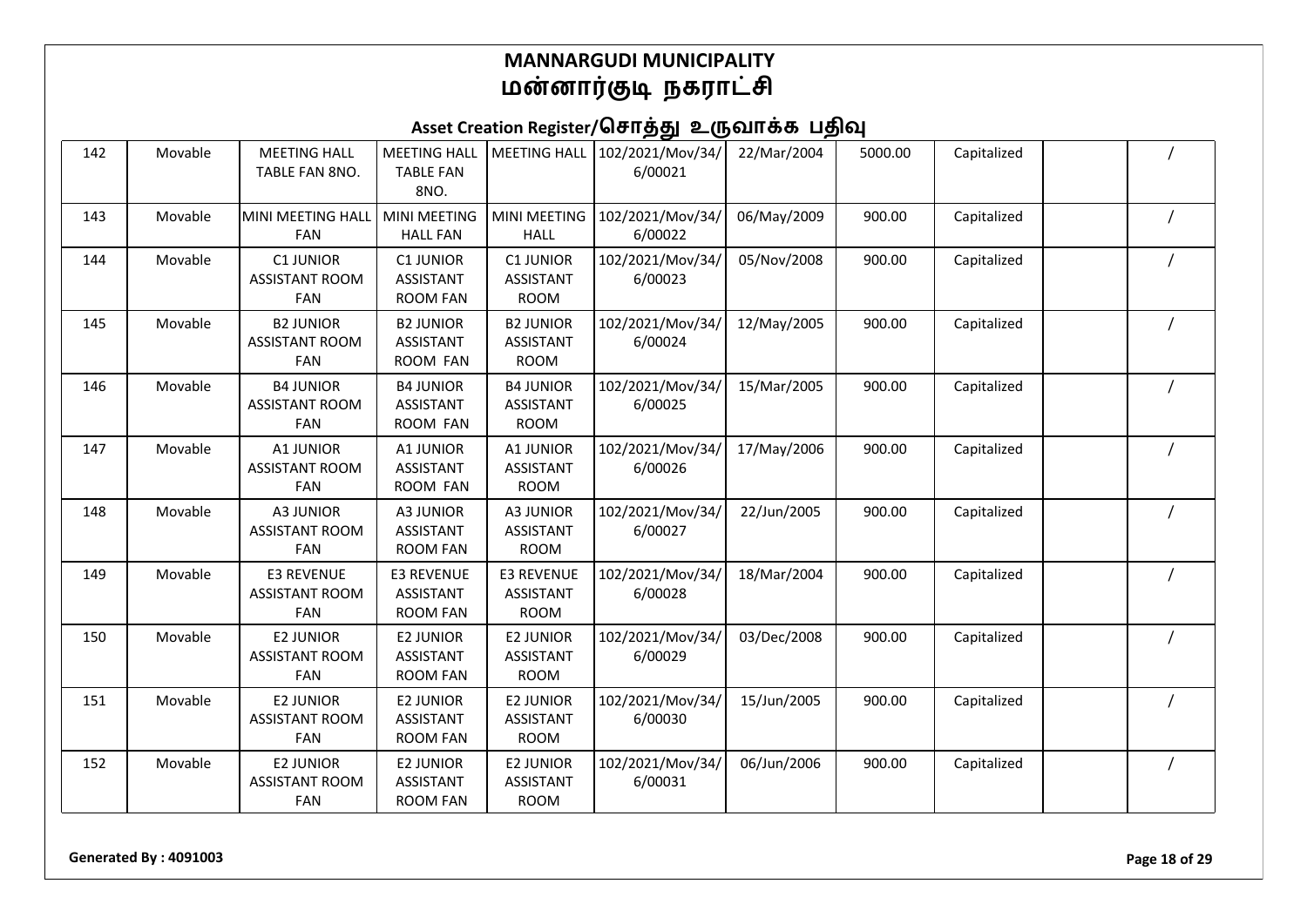# MANNARGUDI MUNICIPALITY
# மன்னார்குடி நகராட்சி

## Asset Creation Register/சொத்து உருவாக்க பதிவு

| | | | | | | | | | | |
|---|---|---|---|---|---|---|---|---|---|---|
| 142 | Movable | MEETING HALL TABLE FAN 8NO. | MEETING HALL TABLE FAN 8NO. | MEETING HALL | 102/2021/Mov/34/6/00021 | 22/Mar/2004 | 5000.00 | Capitalized | | / |
| 143 | Movable | MINI MEETING HALL FAN | MINI MEETING HALL FAN | MINI MEETING HALL | 102/2021/Mov/34/6/00022 | 06/May/2009 | 900.00 | Capitalized | | / |
| 144 | Movable | C1 JUNIOR ASSISTANT ROOM FAN | C1 JUNIOR ASSISTANT ROOM FAN | C1 JUNIOR ASSISTANT ROOM | 102/2021/Mov/34/6/00023 | 05/Nov/2008 | 900.00 | Capitalized | | / |
| 145 | Movable | B2 JUNIOR ASSISTANT ROOM FAN | B2 JUNIOR ASSISTANT ROOM FAN | B2 JUNIOR ASSISTANT ROOM | 102/2021/Mov/34/6/00024 | 12/May/2005 | 900.00 | Capitalized | | / |
| 146 | Movable | B4 JUNIOR ASSISTANT ROOM FAN | B4 JUNIOR ASSISTANT ROOM FAN | B4 JUNIOR ASSISTANT ROOM | 102/2021/Mov/34/6/00025 | 15/Mar/2005 | 900.00 | Capitalized | | / |
| 147 | Movable | A1 JUNIOR ASSISTANT ROOM FAN | A1 JUNIOR ASSISTANT ROOM FAN | A1 JUNIOR ASSISTANT ROOM | 102/2021/Mov/34/6/00026 | 17/May/2006 | 900.00 | Capitalized | | / |
| 148 | Movable | A3 JUNIOR ASSISTANT ROOM FAN | A3 JUNIOR ASSISTANT ROOM FAN | A3 JUNIOR ASSISTANT ROOM | 102/2021/Mov/34/6/00027 | 22/Jun/2005 | 900.00 | Capitalized | | / |
| 149 | Movable | E3 REVENUE ASSISTANT ROOM FAN | E3 REVENUE ASSISTANT ROOM FAN | E3 REVENUE ASSISTANT ROOM | 102/2021/Mov/34/6/00028 | 18/Mar/2004 | 900.00 | Capitalized | | / |
| 150 | Movable | E2 JUNIOR ASSISTANT ROOM FAN | E2 JUNIOR ASSISTANT ROOM FAN | E2 JUNIOR ASSISTANT ROOM | 102/2021/Mov/34/6/00029 | 03/Dec/2008 | 900.00 | Capitalized | | / |
| 151 | Movable | E2 JUNIOR ASSISTANT ROOM FAN | E2 JUNIOR ASSISTANT ROOM FAN | E2 JUNIOR ASSISTANT ROOM | 102/2021/Mov/34/6/00030 | 15/Jun/2005 | 900.00 | Capitalized | | / |
| 152 | Movable | E2 JUNIOR ASSISTANT ROOM FAN | E2 JUNIOR ASSISTANT ROOM FAN | E2 JUNIOR ASSISTANT ROOM | 102/2021/Mov/34/6/00031 | 06/Jun/2006 | 900.00 | Capitalized | | / |

Generated By : 4091003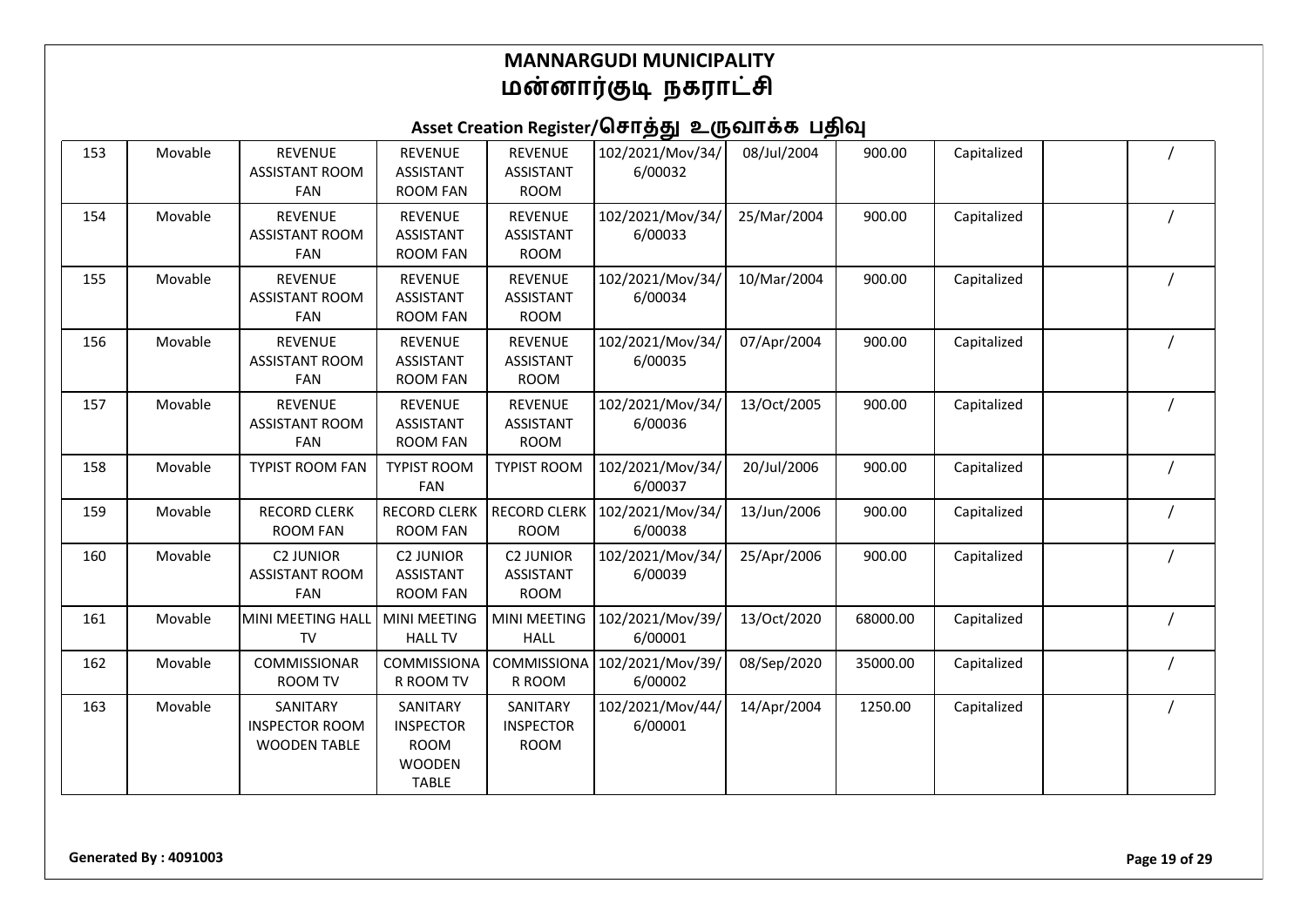# MANNARGUDI MUNICIPALITY
# மன்னார்குடி நகராட்சி

## Asset Creation Register/சொத்து உருவாக்க பதிவு

| | | | | | | | | | | |
|---|---|---|---|---|---|---|---|---|---|---|
| 153 | Movable | REVENUE ASSISTANT ROOM FAN | REVENUE ASSISTANT ROOM FAN | REVENUE ASSISTANT ROOM | 102/2021/Mov/34/6/00032 | 08/Jul/2004 | 900.00 | Capitalized | | / |
| 154 | Movable | REVENUE ASSISTANT ROOM FAN | REVENUE ASSISTANT ROOM FAN | REVENUE ASSISTANT ROOM | 102/2021/Mov/34/6/00033 | 25/Mar/2004 | 900.00 | Capitalized | | / |
| 155 | Movable | REVENUE ASSISTANT ROOM FAN | REVENUE ASSISTANT ROOM FAN | REVENUE ASSISTANT ROOM | 102/2021/Mov/34/6/00034 | 10/Mar/2004 | 900.00 | Capitalized | | / |
| 156 | Movable | REVENUE ASSISTANT ROOM FAN | REVENUE ASSISTANT ROOM FAN | REVENUE ASSISTANT ROOM | 102/2021/Mov/34/6/00035 | 07/Apr/2004 | 900.00 | Capitalized | | / |
| 157 | Movable | REVENUE ASSISTANT ROOM FAN | REVENUE ASSISTANT ROOM FAN | REVENUE ASSISTANT ROOM | 102/2021/Mov/34/6/00036 | 13/Oct/2005 | 900.00 | Capitalized | | / |
| 158 | Movable | TYPIST ROOM FAN | TYPIST ROOM FAN | TYPIST ROOM | 102/2021/Mov/34/6/00037 | 20/Jul/2006 | 900.00 | Capitalized | | / |
| 159 | Movable | RECORD CLERK ROOM FAN | RECORD CLERK ROOM FAN | RECORD CLERK ROOM | 102/2021/Mov/34/6/00038 | 13/Jun/2006 | 900.00 | Capitalized | | / |
| 160 | Movable | C2 JUNIOR ASSISTANT ROOM FAN | C2 JUNIOR ASSISTANT ROOM FAN | C2 JUNIOR ASSISTANT ROOM | 102/2021/Mov/34/6/00039 | 25/Apr/2006 | 900.00 | Capitalized | | / |
| 161 | Movable | MINI MEETING HALL TV | MINI MEETING HALL TV | MINI MEETING HALL | 102/2021/Mov/39/6/00001 | 13/Oct/2020 | 68000.00 | Capitalized | | / |
| 162 | Movable | COMMISSIONAR ROOM TV | COMMISSIONAR ROOM TV | COMMISSIONAR ROOM | 102/2021/Mov/39/6/00002 | 08/Sep/2020 | 35000.00 | Capitalized | | / |
| 163 | Movable | SANITARY INSPECTOR ROOM WOODEN TABLE | SANITARY INSPECTOR ROOM WOODEN TABLE | SANITARY INSPECTOR ROOM | 102/2021/Mov/44/6/00001 | 14/Apr/2004 | 1250.00 | Capitalized | | / |

Generated By : 4091003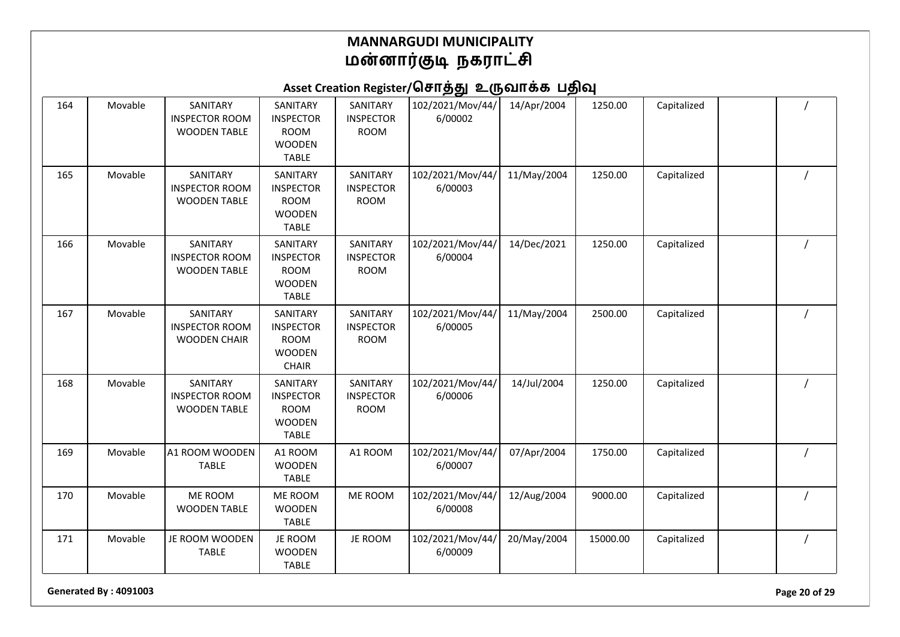# MANNARGUDI MUNICIPALITY
# மன்னார்குடி நகராட்சி

## Asset Creation Register/சொத்து உருவாக்க பதிவு

| | | | | | | | | | | |
|---|---|---|---|---|---|---|---|---|---|---|
| 164 | Movable | SANITARY INSPECTOR ROOM WOODEN TABLE | SANITARY INSPECTOR ROOM WOODEN TABLE | SANITARY INSPECTOR ROOM | 102/2021/Mov/44/6/00002 | 14/Apr/2004 | 1250.00 | Capitalized | | / |
| 165 | Movable | SANITARY INSPECTOR ROOM WOODEN TABLE | SANITARY INSPECTOR ROOM WOODEN TABLE | SANITARY INSPECTOR ROOM | 102/2021/Mov/44/6/00003 | 11/May/2004 | 1250.00 | Capitalized | | / |
| 166 | Movable | SANITARY INSPECTOR ROOM WOODEN TABLE | SANITARY INSPECTOR ROOM WOODEN TABLE | SANITARY INSPECTOR ROOM | 102/2021/Mov/44/6/00004 | 14/Dec/2021 | 1250.00 | Capitalized | | / |
| 167 | Movable | SANITARY INSPECTOR ROOM WOODEN CHAIR | SANITARY INSPECTOR ROOM WOODEN CHAIR | SANITARY INSPECTOR ROOM | 102/2021/Mov/44/6/00005 | 11/May/2004 | 2500.00 | Capitalized | | / |
| 168 | Movable | SANITARY INSPECTOR ROOM WOODEN TABLE | SANITARY INSPECTOR ROOM WOODEN TABLE | SANITARY INSPECTOR ROOM | 102/2021/Mov/44/6/00006 | 14/Jul/2004 | 1250.00 | Capitalized | | / |
| 169 | Movable | A1 ROOM WOODEN TABLE | A1 ROOM WOODEN TABLE | A1 ROOM | 102/2021/Mov/44/6/00007 | 07/Apr/2004 | 1750.00 | Capitalized | | / |
| 170 | Movable | ME ROOM WOODEN TABLE | ME ROOM WOODEN TABLE | ME ROOM | 102/2021/Mov/44/6/00008 | 12/Aug/2004 | 9000.00 | Capitalized | | / |
| 171 | Movable | JE ROOM WOODEN TABLE | JE ROOM WOODEN TABLE | JE ROOM | 102/2021/Mov/44/6/00009 | 20/May/2004 | 15000.00 | Capitalized | | / |

Generated By : 4091003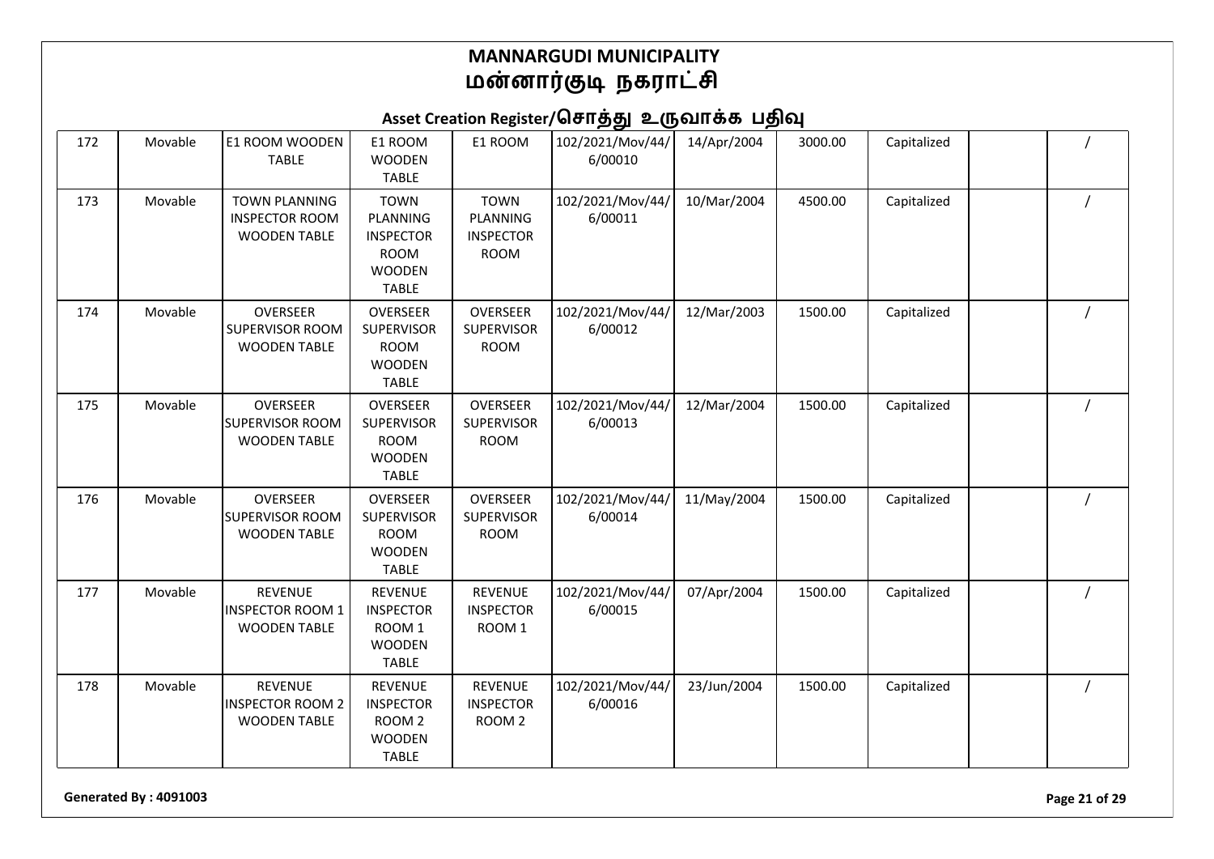# MANNARGUDI MUNICIPALITY
# மன்னார்குடி நகராட்சி

## Asset Creation Register/சொத்து உருவாக்க பதிவு

| | | | | | | | | | | |
|---|---|---|---|---|---|---|---|---|---|---|
| 172 | Movable | E1 ROOM WOODEN TABLE | E1 ROOM WOODEN TABLE | E1 ROOM | 102/2021/Mov/44/6/00010 | 14/Apr/2004 | 3000.00 | Capitalized | | / |
| 173 | Movable | TOWN PLANNING INSPECTOR ROOM WOODEN TABLE | TOWN PLANNING INSPECTOR ROOM WOODEN TABLE | TOWN PLANNING INSPECTOR ROOM | 102/2021/Mov/44/6/00011 | 10/Mar/2004 | 4500.00 | Capitalized | | / |
| 174 | Movable | OVERSEER SUPERVISOR ROOM WOODEN TABLE | OVERSEER SUPERVISOR ROOM WOODEN TABLE | OVERSEER SUPERVISOR ROOM | 102/2021/Mov/44/6/00012 | 12/Mar/2003 | 1500.00 | Capitalized | | / |
| 175 | Movable | OVERSEER SUPERVISOR ROOM WOODEN TABLE | OVERSEER SUPERVISOR ROOM WOODEN TABLE | OVERSEER SUPERVISOR ROOM | 102/2021/Mov/44/6/00013 | 12/Mar/2004 | 1500.00 | Capitalized | | / |
| 176 | Movable | OVERSEER SUPERVISOR ROOM WOODEN TABLE | OVERSEER SUPERVISOR ROOM WOODEN TABLE | OVERSEER SUPERVISOR ROOM | 102/2021/Mov/44/6/00014 | 11/May/2004 | 1500.00 | Capitalized | | / |
| 177 | Movable | REVENUE INSPECTOR ROOM 1 WOODEN TABLE | REVENUE INSPECTOR ROOM 1 WOODEN TABLE | REVENUE INSPECTOR ROOM 1 | 102/2021/Mov/44/6/00015 | 07/Apr/2004 | 1500.00 | Capitalized | | / |
| 178 | Movable | REVENUE INSPECTOR ROOM 2 WOODEN TABLE | REVENUE INSPECTOR ROOM 2 WOODEN TABLE | REVENUE INSPECTOR ROOM 2 | 102/2021/Mov/44/6/00016 | 23/Jun/2004 | 1500.00 | Capitalized | | / |

Generated By : 4091003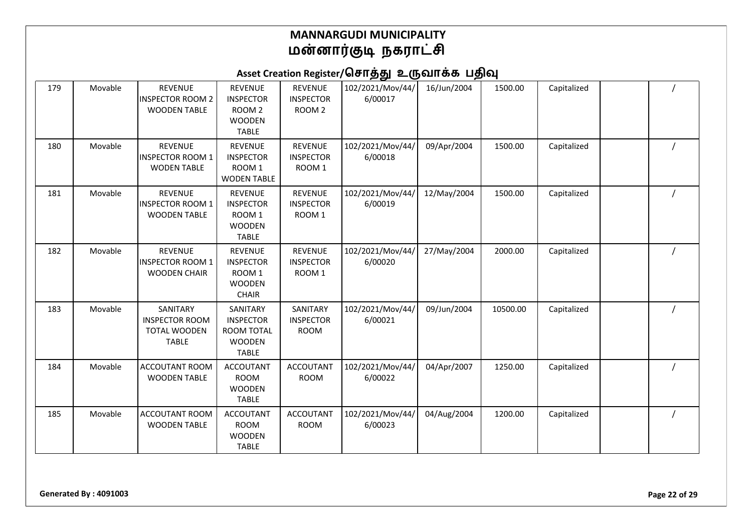## MANNARGUDI MUNICIPALITY
## மன்னார்குடி நகராட்சி

### Asset Creation Register/சொத்து உருவாக்க பதிவு

| | | | | | | | | | | |
|---|---|---|---|---|---|---|---|---|---|---|
| 179 | Movable | REVENUE INSPECTOR ROOM 2 WOODEN TABLE | REVENUE INSPECTOR ROOM 2 WOODEN TABLE | REVENUE INSPECTOR ROOM 2 | 102/2021/Mov/44/6/00017 | 16/Jun/2004 | 1500.00 | Capitalized | | / |
| 180 | Movable | REVENUE INSPECTOR ROOM 1 WODEN TABLE | REVENUE INSPECTOR ROOM 1 WODEN TABLE | REVENUE INSPECTOR ROOM 1 | 102/2021/Mov/44/6/00018 | 09/Apr/2004 | 1500.00 | Capitalized | | / |
| 181 | Movable | REVENUE INSPECTOR ROOM 1 WOODEN TABLE | REVENUE INSPECTOR ROOM 1 WOODEN TABLE | REVENUE INSPECTOR ROOM 1 | 102/2021/Mov/44/6/00019 | 12/May/2004 | 1500.00 | Capitalized | | / |
| 182 | Movable | REVENUE INSPECTOR ROOM 1 WOODEN CHAIR | REVENUE INSPECTOR ROOM 1 WOODEN CHAIR | REVENUE INSPECTOR ROOM 1 | 102/2021/Mov/44/6/00020 | 27/May/2004 | 2000.00 | Capitalized | | / |
| 183 | Movable | SANITARY INSPECTOR ROOM TOTAL WOODEN TABLE | SANITARY INSPECTOR ROOM TOTAL WOODEN TABLE | SANITARY INSPECTOR ROOM | 102/2021/Mov/44/6/00021 | 09/Jun/2004 | 10500.00 | Capitalized | | / |
| 184 | Movable | ACCOUTANT ROOM WOODEN TABLE | ACCOUTANT ROOM WOODEN TABLE | ACCOUTANT ROOM | 102/2021/Mov/44/6/00022 | 04/Apr/2007 | 1250.00 | Capitalized | | / |
| 185 | Movable | ACCOUTANT ROOM WOODEN TABLE | ACCOUTANT ROOM WOODEN TABLE | ACCOUTANT ROOM | 102/2021/Mov/44/6/00023 | 04/Aug/2004 | 1200.00 | Capitalized | | / |

**Generated By : 4091003**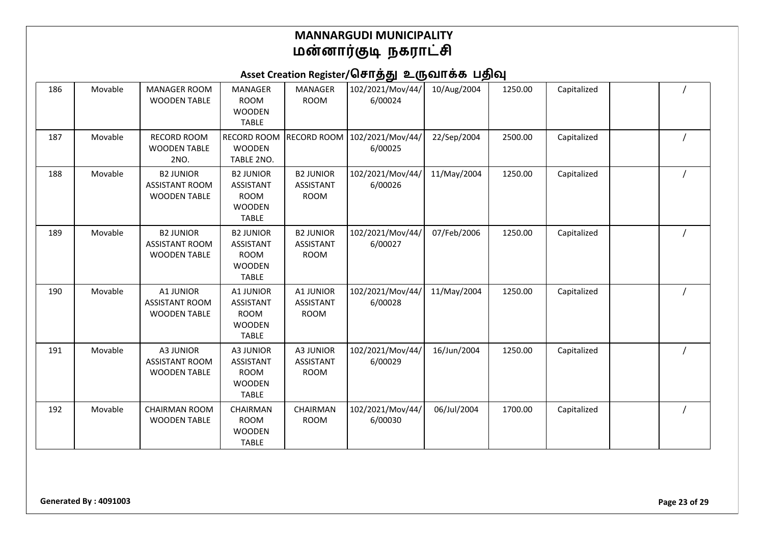# MANNARGUDI MUNICIPALITY
# மன்னார்குடி நகராட்சி

## Asset Creation Register/சொத்து உருவாக்க பதிவு

| | | | | | | | | | | |
|---|---|---|---|---|---|---|---|---|---|---|
| 186 | Movable | MANAGER ROOM WOODEN TABLE | MANAGER ROOM WOODEN TABLE | MANAGER ROOM | 102/2021/Mov/44/6/00024 | 10/Aug/2004 | 1250.00 | Capitalized | | / |
| 187 | Movable | RECORD ROOM WOODEN TABLE 2NO. | RECORD ROOM WOODEN TABLE 2NO. | RECORD ROOM | 102/2021/Mov/44/6/00025 | 22/Sep/2004 | 2500.00 | Capitalized | | / |
| 188 | Movable | B2 JUNIOR ASSISTANT ROOM WOODEN TABLE | B2 JUNIOR ASSISTANT ROOM WOODEN TABLE | B2 JUNIOR ASSISTANT ROOM | 102/2021/Mov/44/6/00026 | 11/May/2004 | 1250.00 | Capitalized | | / |
| 189 | Movable | B2 JUNIOR ASSISTANT ROOM WOODEN TABLE | B2 JUNIOR ASSISTANT ROOM WOODEN TABLE | B2 JUNIOR ASSISTANT ROOM | 102/2021/Mov/44/6/00027 | 07/Feb/2006 | 1250.00 | Capitalized | | / |
| 190 | Movable | A1 JUNIOR ASSISTANT ROOM WOODEN TABLE | A1 JUNIOR ASSISTANT ROOM WOODEN TABLE | A1 JUNIOR ASSISTANT ROOM | 102/2021/Mov/44/6/00028 | 11/May/2004 | 1250.00 | Capitalized | | / |
| 191 | Movable | A3 JUNIOR ASSISTANT ROOM WOODEN TABLE | A3 JUNIOR ASSISTANT ROOM WOODEN TABLE | A3 JUNIOR ASSISTANT ROOM | 102/2021/Mov/44/6/00029 | 16/Jun/2004 | 1250.00 | Capitalized | | / |
| 192 | Movable | CHAIRMAN ROOM WOODEN TABLE | CHAIRMAN ROOM WOODEN TABLE | CHAIRMAN ROOM | 102/2021/Mov/44/6/00030 | 06/Jul/2004 | 1700.00 | Capitalized | | / |

**Generated By : 4091003**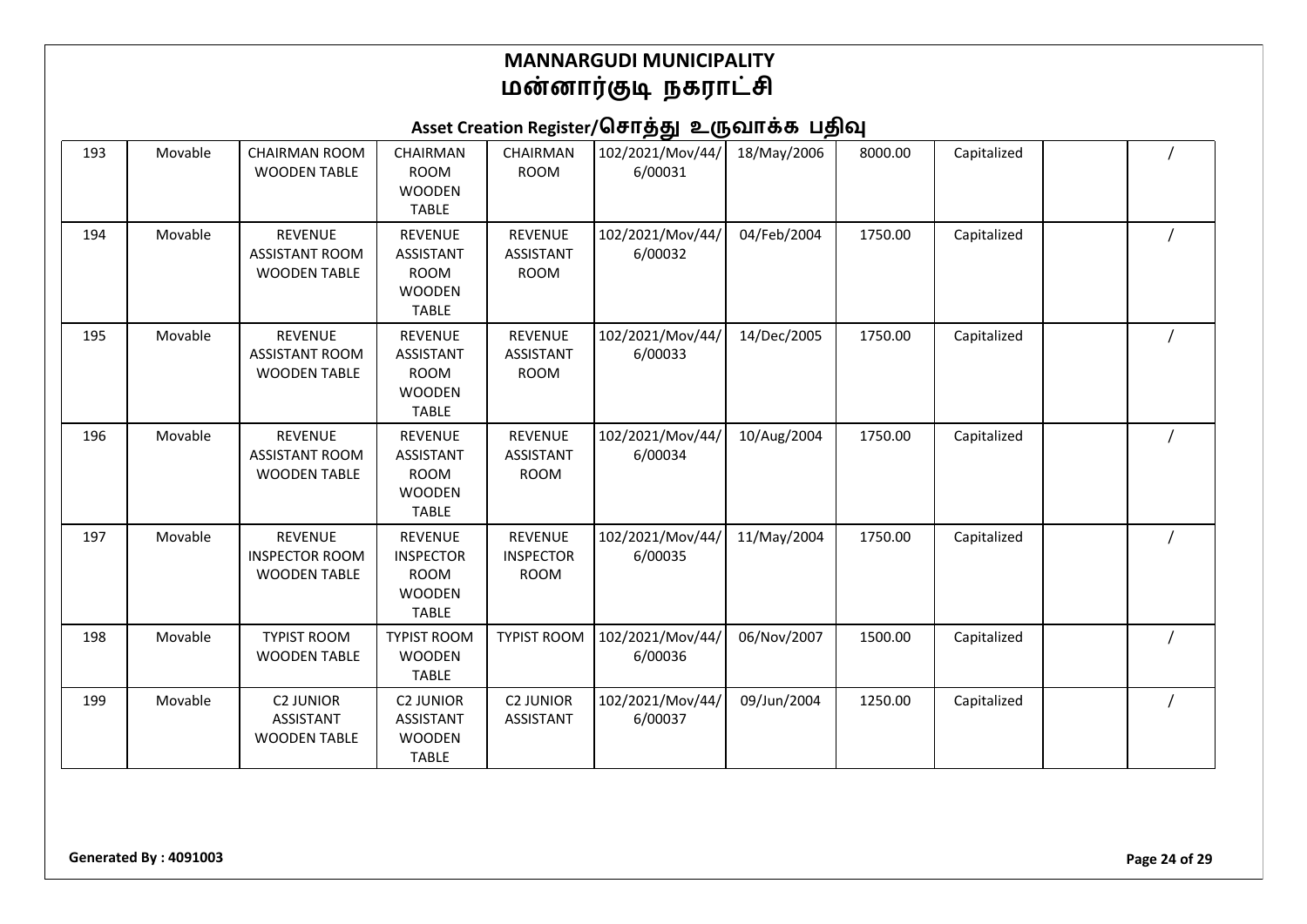# MANNARGUDI MUNICIPALITY
# மன்னார்குடி நகராட்சி

## Asset Creation Register/சொத்து உருவாக்க பதிவு

| | | | | | | | | | | |
|---|---|---|---|---|---|---|---|---|---|---|
| 193 | Movable | CHAIRMAN ROOM WOODEN TABLE | CHAIRMAN ROOM WOODEN TABLE | CHAIRMAN ROOM | 102/2021/Mov/44/6/00031 | 18/May/2006 | 8000.00 | Capitalized | | / |
| 194 | Movable | REVENUE ASSISTANT ROOM WOODEN TABLE | REVENUE ASSISTANT ROOM WOODEN TABLE | REVENUE ASSISTANT ROOM | 102/2021/Mov/44/6/00032 | 04/Feb/2004 | 1750.00 | Capitalized | | / |
| 195 | Movable | REVENUE ASSISTANT ROOM WOODEN TABLE | REVENUE ASSISTANT ROOM WOODEN TABLE | REVENUE ASSISTANT ROOM | 102/2021/Mov/44/6/00033 | 14/Dec/2005 | 1750.00 | Capitalized | | / |
| 196 | Movable | REVENUE ASSISTANT ROOM WOODEN TABLE | REVENUE ASSISTANT ROOM WOODEN TABLE | REVENUE ASSISTANT ROOM | 102/2021/Mov/44/6/00034 | 10/Aug/2004 | 1750.00 | Capitalized | | / |
| 197 | Movable | REVENUE INSPECTOR ROOM WOODEN TABLE | REVENUE INSPECTOR ROOM WOODEN TABLE | REVENUE INSPECTOR ROOM | 102/2021/Mov/44/6/00035 | 11/May/2004 | 1750.00 | Capitalized | | / |
| 198 | Movable | TYPIST ROOM WOODEN TABLE | TYPIST ROOM WOODEN TABLE | TYPIST ROOM | 102/2021/Mov/44/6/00036 | 06/Nov/2007 | 1500.00 | Capitalized | | / |
| 199 | Movable | C2 JUNIOR ASSISTANT WOODEN TABLE | C2 JUNIOR ASSISTANT WOODEN TABLE | C2 JUNIOR ASSISTANT | 102/2021/Mov/44/6/00037 | 09/Jun/2004 | 1250.00 | Capitalized | | / |

**Generated By : 4091003**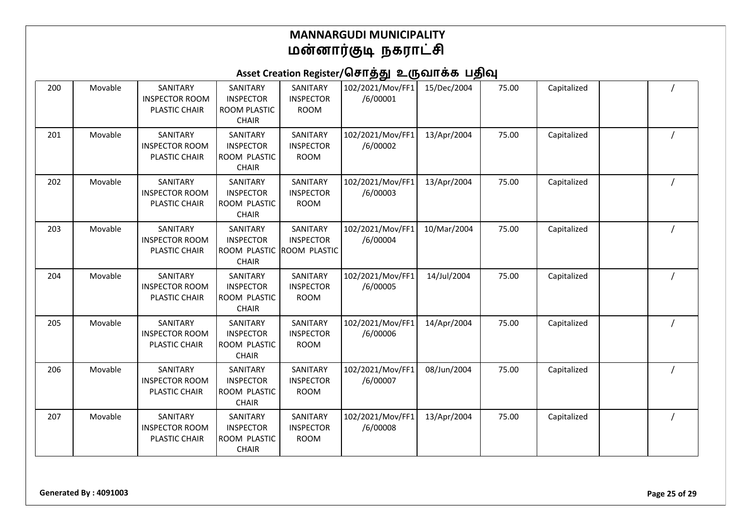# MANNARGUDI MUNICIPALITY
# மன்னார்குடி நகராட்சி

## Asset Creation Register/சொத்து உருவாக்க பதிவு

| | | | | | | | | | | |
|---|---|---|---|---|---|---|---|---|---|---|
| 200 | Movable | SANITARY INSPECTOR ROOM PLASTIC CHAIR | SANITARY INSPECTOR ROOM PLASTIC CHAIR | SANITARY INSPECTOR ROOM | 102/2021/Mov/FF1/6/00001 | 15/Dec/2004 | 75.00 | Capitalized | | / |
| 201 | Movable | SANITARY INSPECTOR ROOM PLASTIC CHAIR | SANITARY INSPECTOR ROOM PLASTIC CHAIR | SANITARY INSPECTOR ROOM | 102/2021/Mov/FF1/6/00002 | 13/Apr/2004 | 75.00 | Capitalized | | / |
| 202 | Movable | SANITARY INSPECTOR ROOM PLASTIC CHAIR | SANITARY INSPECTOR ROOM PLASTIC CHAIR | SANITARY INSPECTOR ROOM | 102/2021/Mov/FF1/6/00003 | 13/Apr/2004 | 75.00 | Capitalized | | / |
| 203 | Movable | SANITARY INSPECTOR ROOM PLASTIC CHAIR | SANITARY INSPECTOR ROOM PLASTIC CHAIR | SANITARY INSPECTOR ROOM PLASTIC | 102/2021/Mov/FF1/6/00004 | 10/Mar/2004 | 75.00 | Capitalized | | / |
| 204 | Movable | SANITARY INSPECTOR ROOM PLASTIC CHAIR | SANITARY INSPECTOR ROOM PLASTIC CHAIR | SANITARY INSPECTOR ROOM | 102/2021/Mov/FF1/6/00005 | 14/Jul/2004 | 75.00 | Capitalized | | / |
| 205 | Movable | SANITARY INSPECTOR ROOM PLASTIC CHAIR | SANITARY INSPECTOR ROOM PLASTIC CHAIR | SANITARY INSPECTOR ROOM | 102/2021/Mov/FF1/6/00006 | 14/Apr/2004 | 75.00 | Capitalized | | / |
| 206 | Movable | SANITARY INSPECTOR ROOM PLASTIC CHAIR | SANITARY INSPECTOR ROOM PLASTIC CHAIR | SANITARY INSPECTOR ROOM | 102/2021/Mov/FF1/6/00007 | 08/Jun/2004 | 75.00 | Capitalized | | / |
| 207 | Movable | SANITARY INSPECTOR ROOM PLASTIC CHAIR | SANITARY INSPECTOR ROOM PLASTIC CHAIR | SANITARY INSPECTOR ROOM | 102/2021/Mov/FF1/6/00008 | 13/Apr/2004 | 75.00 | Capitalized | | / |

**Generated By : 4091003**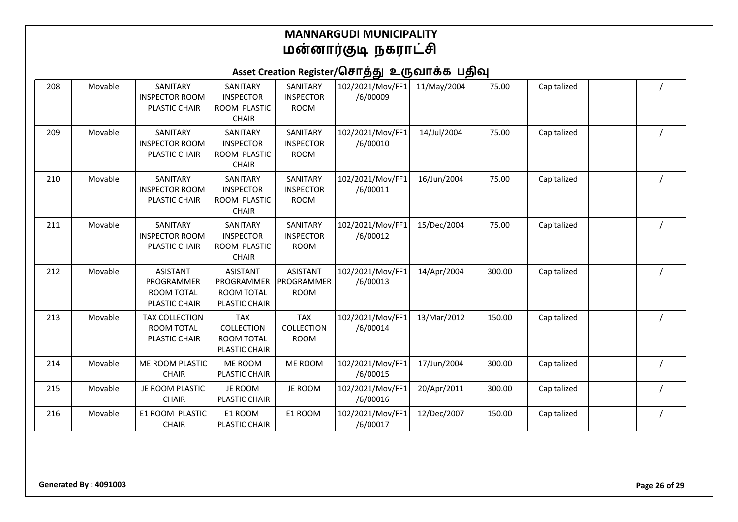# MANNARGUDI MUNICIPALITY
# மன்னார்குடி நகராட்சி

## Asset Creation Register/சொத்து உருவாக்க பதிவு

| | | | | | | | | | | |
|---|---|---|---|---|---|---|---|---|---|---|
| 208 | Movable | SANITARY INSPECTOR ROOM PLASTIC CHAIR | SANITARY INSPECTOR ROOM PLASTIC CHAIR | SANITARY INSPECTOR ROOM | 102/2021/Mov/FF1/6/00009 | 11/May/2004 | 75.00 | Capitalized | | / |
| 209 | Movable | SANITARY INSPECTOR ROOM PLASTIC CHAIR | SANITARY INSPECTOR ROOM PLASTIC CHAIR | SANITARY INSPECTOR ROOM | 102/2021/Mov/FF1/6/00010 | 14/Jul/2004 | 75.00 | Capitalized | | / |
| 210 | Movable | SANITARY INSPECTOR ROOM PLASTIC CHAIR | SANITARY INSPECTOR ROOM PLASTIC CHAIR | SANITARY INSPECTOR ROOM | 102/2021/Mov/FF1/6/00011 | 16/Jun/2004 | 75.00 | Capitalized | | / |
| 211 | Movable | SANITARY INSPECTOR ROOM PLASTIC CHAIR | SANITARY INSPECTOR ROOM PLASTIC CHAIR | SANITARY INSPECTOR ROOM | 102/2021/Mov/FF1/6/00012 | 15/Dec/2004 | 75.00 | Capitalized | | / |
| 212 | Movable | ASISTANT PROGRAMMER ROOM TOTAL PLASTIC CHAIR | ASISTANT PROGRAMMER ROOM TOTAL PLASTIC CHAIR | ASISTANT PROGRAMMER ROOM | 102/2021/Mov/FF1/6/00013 | 14/Apr/2004 | 300.00 | Capitalized | | / |
| 213 | Movable | TAX COLLECTION ROOM TOTAL PLASTIC CHAIR | TAX COLLECTION ROOM TOTAL PLASTIC CHAIR | TAX COLLECTION ROOM | 102/2021/Mov/FF1/6/00014 | 13/Mar/2012 | 150.00 | Capitalized | | / |
| 214 | Movable | ME ROOM PLASTIC CHAIR | ME ROOM PLASTIC CHAIR | ME ROOM | 102/2021/Mov/FF1/6/00015 | 17/Jun/2004 | 300.00 | Capitalized | | / |
| 215 | Movable | JE ROOM PLASTIC CHAIR | JE ROOM PLASTIC CHAIR | JE ROOM | 102/2021/Mov/FF1/6/00016 | 20/Apr/2011 | 300.00 | Capitalized | | / |
| 216 | Movable | E1 ROOM PLASTIC CHAIR | E1 ROOM PLASTIC CHAIR | E1 ROOM | 102/2021/Mov/FF1/6/00017 | 12/Dec/2007 | 150.00 | Capitalized | | / |

**Generated By : 4091003**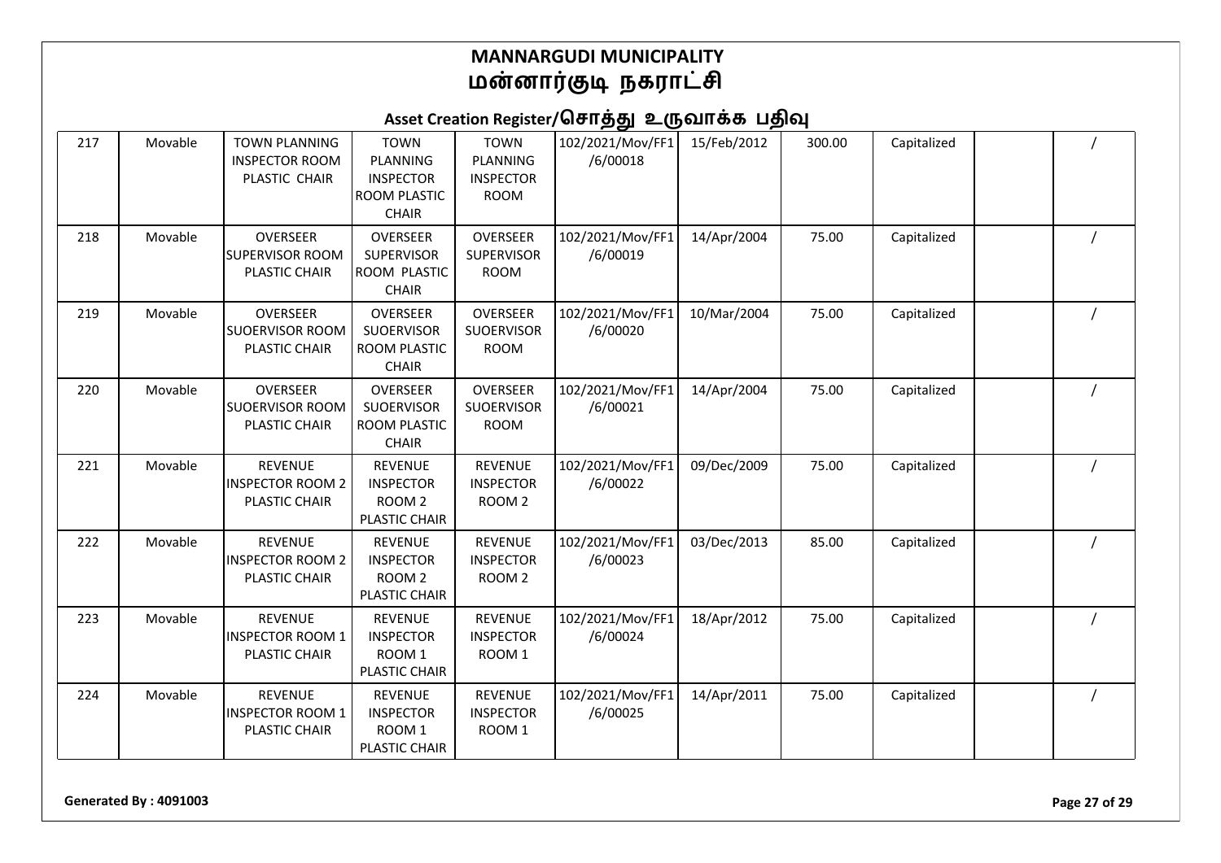# MANNARGUDI MUNICIPALITY
# மன்னார்குடி நகராட்சி

## Asset Creation Register/சொத்து உருவாக்க பதிவு

| | | | | | | | | | | |
|---|---|---|---|---|---|---|---|---|---|---|
| 217 | Movable | TOWN PLANNING INSPECTOR ROOM PLASTIC CHAIR | TOWN PLANNING INSPECTOR ROOM PLASTIC CHAIR | TOWN PLANNING INSPECTOR ROOM | 102/2021/Mov/FF1/6/00018 | 15/Feb/2012 | 300.00 | Capitalized | | / |
| 218 | Movable | OVERSEER SUPERVISOR ROOM PLASTIC CHAIR | OVERSEER SUPERVISOR ROOM PLASTIC CHAIR | OVERSEER SUPERVISOR ROOM | 102/2021/Mov/FF1/6/00019 | 14/Apr/2004 | 75.00 | Capitalized | | / |
| 219 | Movable | OVERSEER SUOERVISOR ROOM PLASTIC CHAIR | OVERSEER SUOERVISOR ROOM PLASTIC CHAIR | OVERSEER SUOERVISOR ROOM | 102/2021/Mov/FF1/6/00020 | 10/Mar/2004 | 75.00 | Capitalized | | / |
| 220 | Movable | OVERSEER SUOERVISOR ROOM PLASTIC CHAIR | OVERSEER SUOERVISOR ROOM PLASTIC CHAIR | OVERSEER SUOERVISOR ROOM | 102/2021/Mov/FF1/6/00021 | 14/Apr/2004 | 75.00 | Capitalized | | / |
| 221 | Movable | REVENUE INSPECTOR ROOM 2 PLASTIC CHAIR | REVENUE INSPECTOR ROOM 2 PLASTIC CHAIR | REVENUE INSPECTOR ROOM 2 | 102/2021/Mov/FF1/6/00022 | 09/Dec/2009 | 75.00 | Capitalized | | / |
| 222 | Movable | REVENUE INSPECTOR ROOM 2 PLASTIC CHAIR | REVENUE INSPECTOR ROOM 2 PLASTIC CHAIR | REVENUE INSPECTOR ROOM 2 | 102/2021/Mov/FF1/6/00023 | 03/Dec/2013 | 85.00 | Capitalized | | / |
| 223 | Movable | REVENUE INSPECTOR ROOM 1 PLASTIC CHAIR | REVENUE INSPECTOR ROOM 1 PLASTIC CHAIR | REVENUE INSPECTOR ROOM 1 | 102/2021/Mov/FF1/6/00024 | 18/Apr/2012 | 75.00 | Capitalized | | / |
| 224 | Movable | REVENUE INSPECTOR ROOM 1 PLASTIC CHAIR | REVENUE INSPECTOR ROOM 1 PLASTIC CHAIR | REVENUE INSPECTOR ROOM 1 | 102/2021/Mov/FF1/6/00025 | 14/Apr/2011 | 75.00 | Capitalized | | / |

Generated By : 4091003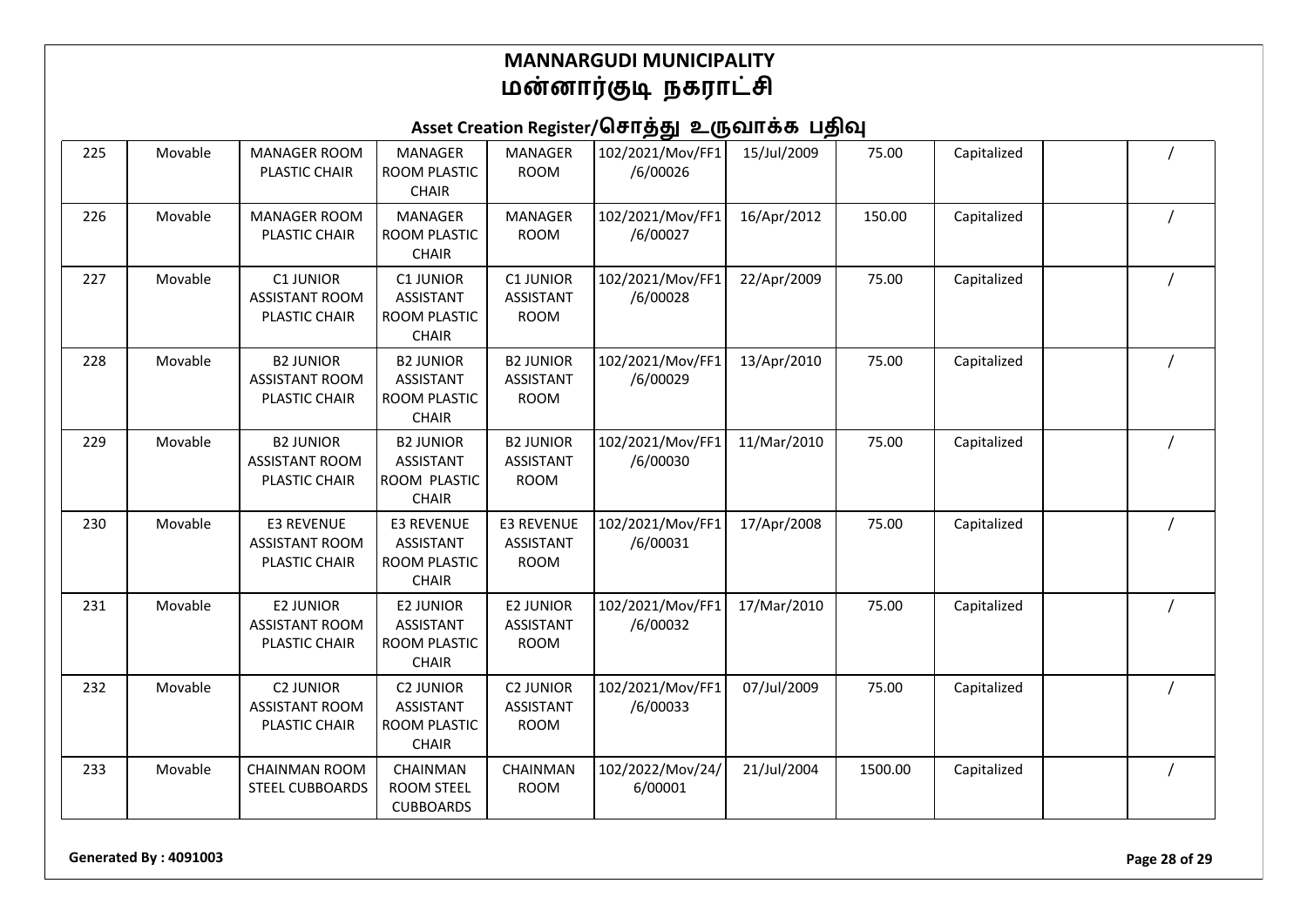# MANNARGUDI MUNICIPALITY
# மன்னார்குடி நகராட்சி

## Asset Creation Register/சொத்து உருவாக்க பதிவு

| | | | | | | | | | | |
|---|---|---|---|---|---|---|---|---|---|---|
| 225 | Movable | MANAGER ROOM PLASTIC CHAIR | MANAGER ROOM PLASTIC CHAIR | MANAGER ROOM | 102/2021/Mov/FF1/6/00026 | 15/Jul/2009 | 75.00 | Capitalized | | / |
| 226 | Movable | MANAGER ROOM PLASTIC CHAIR | MANAGER ROOM PLASTIC CHAIR | MANAGER ROOM | 102/2021/Mov/FF1/6/00027 | 16/Apr/2012 | 150.00 | Capitalized | | / |
| 227 | Movable | C1 JUNIOR ASSISTANT ROOM PLASTIC CHAIR | C1 JUNIOR ASSISTANT ROOM PLASTIC CHAIR | C1 JUNIOR ASSISTANT ROOM | 102/2021/Mov/FF1/6/00028 | 22/Apr/2009 | 75.00 | Capitalized | | / |
| 228 | Movable | B2 JUNIOR ASSISTANT ROOM PLASTIC CHAIR | B2 JUNIOR ASSISTANT ROOM PLASTIC CHAIR | B2 JUNIOR ASSISTANT ROOM | 102/2021/Mov/FF1/6/00029 | 13/Apr/2010 | 75.00 | Capitalized | | / |
| 229 | Movable | B2 JUNIOR ASSISTANT ROOM PLASTIC CHAIR | B2 JUNIOR ASSISTANT ROOM PLASTIC CHAIR | B2 JUNIOR ASSISTANT ROOM | 102/2021/Mov/FF1/6/00030 | 11/Mar/2010 | 75.00 | Capitalized | | / |
| 230 | Movable | E3 REVENUE ASSISTANT ROOM PLASTIC CHAIR | E3 REVENUE ASSISTANT ROOM PLASTIC CHAIR | E3 REVENUE ASSISTANT ROOM | 102/2021/Mov/FF1/6/00031 | 17/Apr/2008 | 75.00 | Capitalized | | / |
| 231 | Movable | E2 JUNIOR ASSISTANT ROOM PLASTIC CHAIR | E2 JUNIOR ASSISTANT ROOM PLASTIC CHAIR | E2 JUNIOR ASSISTANT ROOM | 102/2021/Mov/FF1/6/00032 | 17/Mar/2010 | 75.00 | Capitalized | | / |
| 232 | Movable | C2 JUNIOR ASSISTANT ROOM PLASTIC CHAIR | C2 JUNIOR ASSISTANT ROOM PLASTIC CHAIR | C2 JUNIOR ASSISTANT ROOM | 102/2021/Mov/FF1/6/00033 | 07/Jul/2009 | 75.00 | Capitalized | | / |
| 233 | Movable | CHAINMAN ROOM STEEL CUBBOARDS | CHAINMAN ROOM STEEL CUBBOARDS | CHAINMAN ROOM | 102/2022/Mov/24/6/00001 | 21/Jul/2004 | 1500.00 | Capitalized | | / |

**Generated By : 4091003**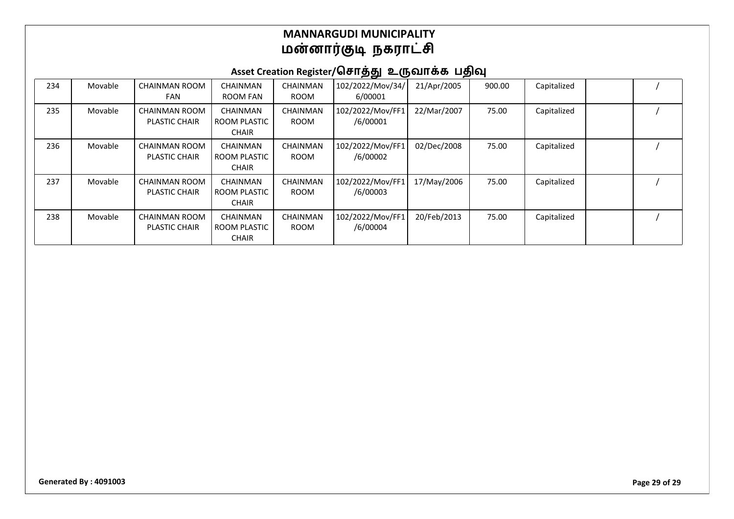# MANNARGUDI MUNICIPALITY
# மன்னார்குடி நகராட்சி

## Asset Creation Register/சொத்து உருவாக்க பதிவு

| | | | | | | | | | | |
|---|---|---|---|---|---|---|---|---|---|---|
| 234 | Movable | CHAINMAN ROOM FAN | CHAINMAN ROOM FAN | CHAINMAN ROOM | 102/2022/Mov/34/6/00001 | 21/Apr/2005 | 900.00 | Capitalized | | / |
| 235 | Movable | CHAINMAN ROOM PLASTIC CHAIR | CHAINMAN ROOM PLASTIC CHAIR | CHAINMAN ROOM | 102/2022/Mov/FF1/6/00001 | 22/Mar/2007 | 75.00 | Capitalized | | / |
| 236 | Movable | CHAINMAN ROOM PLASTIC CHAIR | CHAINMAN ROOM PLASTIC CHAIR | CHAINMAN ROOM | 102/2022/Mov/FF1/6/00002 | 02/Dec/2008 | 75.00 | Capitalized | | / |
| 237 | Movable | CHAINMAN ROOM PLASTIC CHAIR | CHAINMAN ROOM PLASTIC CHAIR | CHAINMAN ROOM | 102/2022/Mov/FF1/6/00003 | 17/May/2006 | 75.00 | Capitalized | | / |
| 238 | Movable | CHAINMAN ROOM PLASTIC CHAIR | CHAINMAN ROOM PLASTIC CHAIR | CHAINMAN ROOM | 102/2022/Mov/FF1/6/00004 | 20/Feb/2013 | 75.00 | Capitalized | | / |

**Generated By : 4091003**